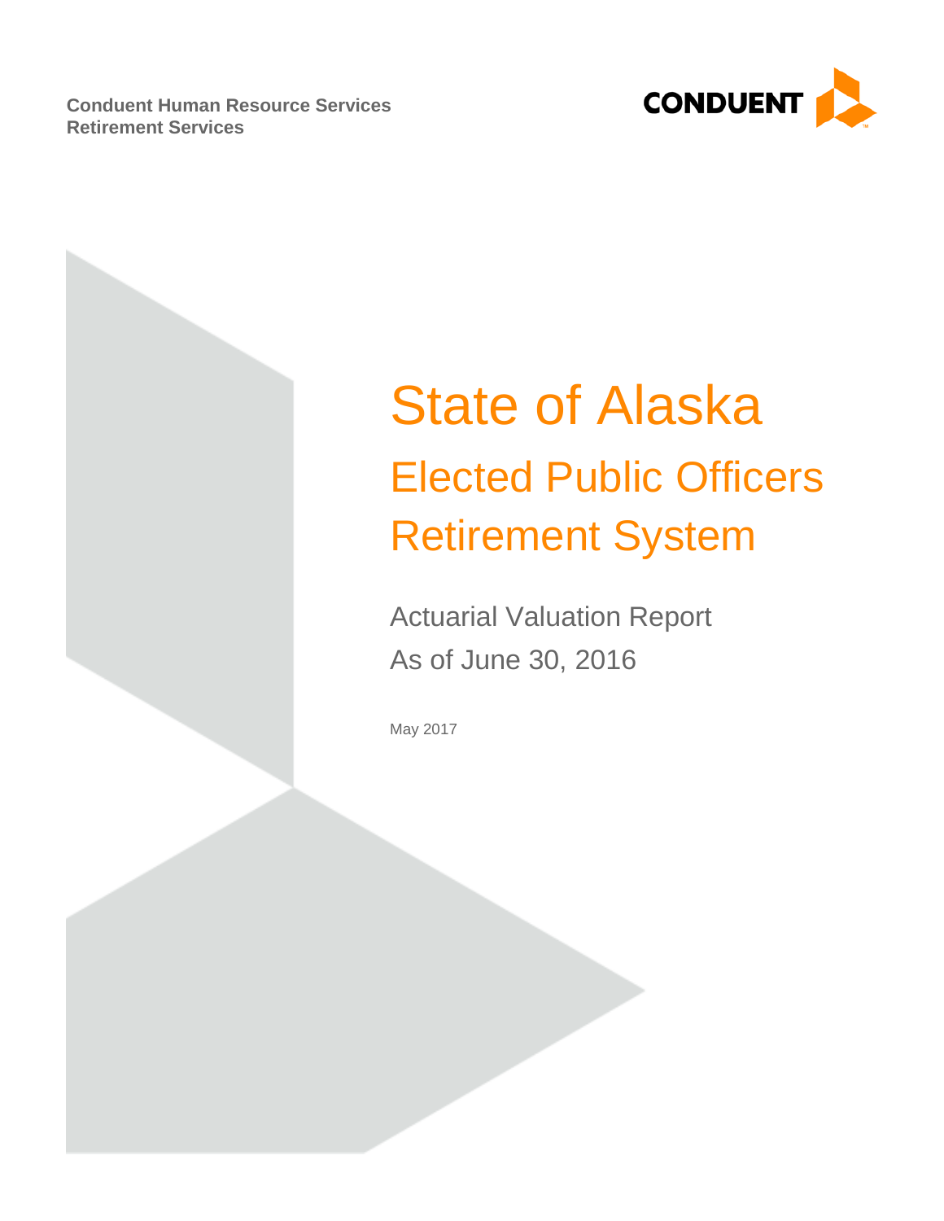**Conduent Human Resource Services**
**Retirement Services**

CONDUENT

# State of Alaska

## Elected Public Officers Retirement System

Actuarial Valuation Report
As of June 30, 2016

May 2017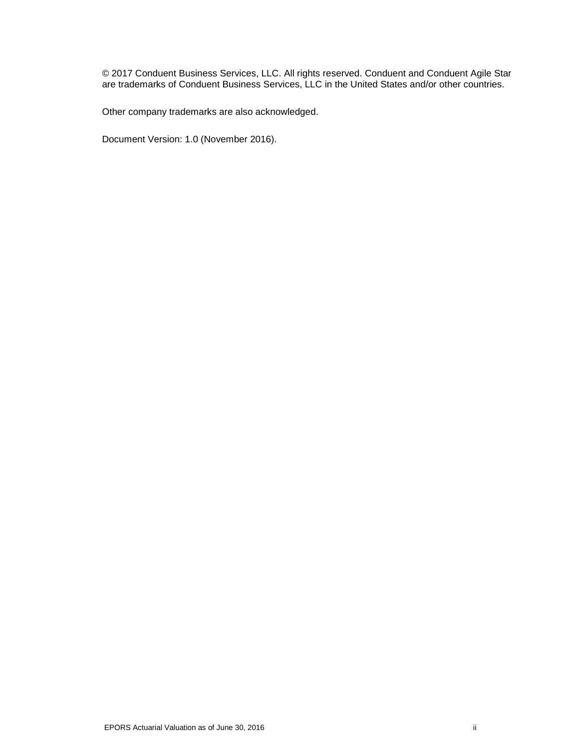© 2017 Conduent Business Services, LLC. All rights reserved. Conduent and Conduent Agile Star are trademarks of Conduent Business Services, LLC in the United States and/or other countries.

Other company trademarks are also acknowledged.

Document Version: 1.0 (November 2016).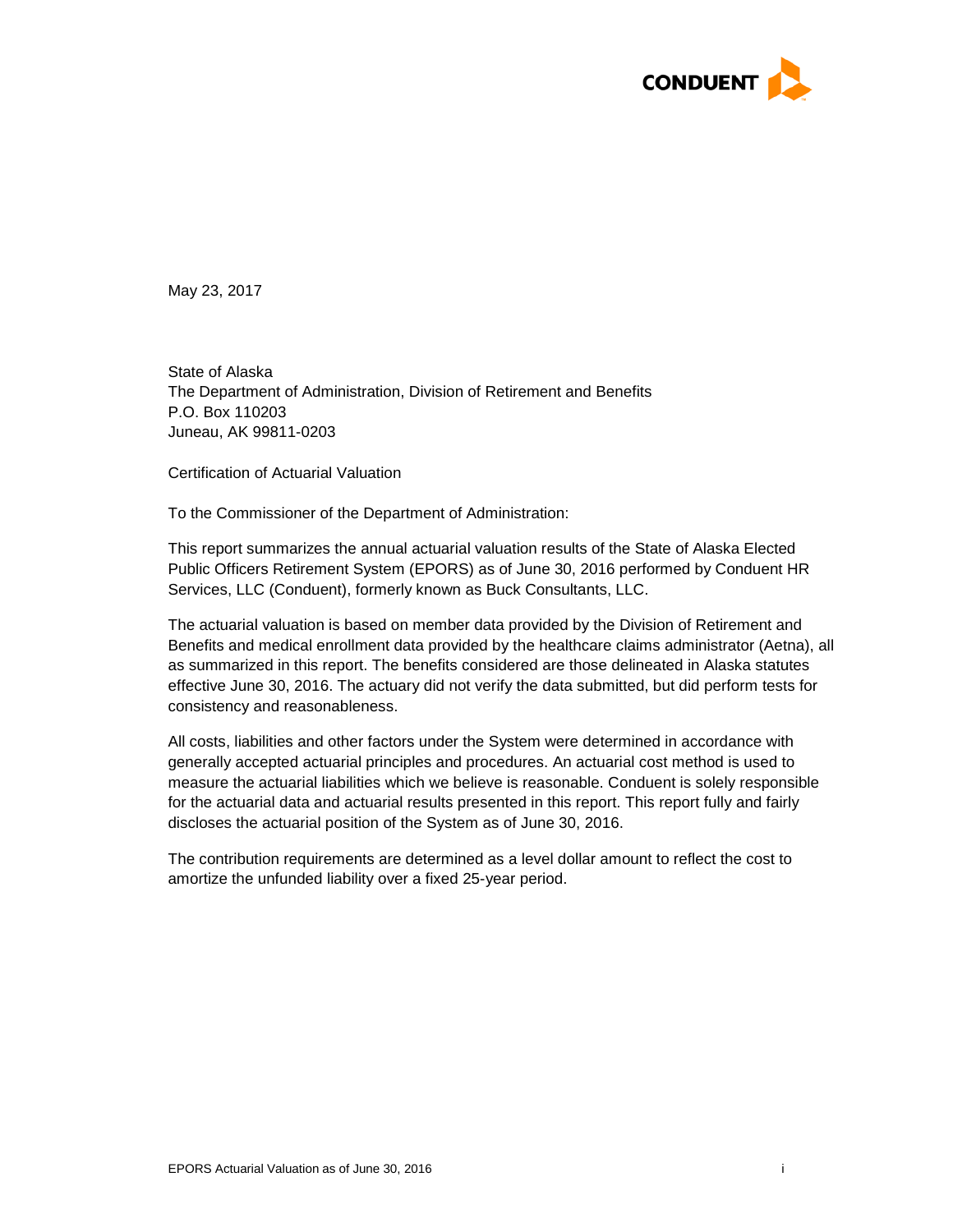May 23, 2017

State of Alaska
The Department of Administration, Division of Retirement and Benefits
P.O. Box 110203
Juneau, AK 99811-0203

Certification of Actuarial Valuation

To the Commissioner of the Department of Administration:

This report summarizes the annual actuarial valuation results of the State of Alaska Elected Public Officers Retirement System (EPORS) as of June 30, 2016 performed by Conduent HR Services, LLC (Conduent), formerly known as Buck Consultants, LLC.

The actuarial valuation is based on member data provided by the Division of Retirement and Benefits and medical enrollment data provided by the healthcare claims administrator (Aetna), all as summarized in this report. The benefits considered are those delineated in Alaska statutes effective June 30, 2016. The actuary did not verify the data submitted, but did perform tests for consistency and reasonableness.

All costs, liabilities and other factors under the System were determined in accordance with generally accepted actuarial principles and procedures. An actuarial cost method is used to measure the actuarial liabilities which we believe is reasonable. Conduent is solely responsible for the actuarial data and actuarial results presented in this report. This report fully and fairly discloses the actuarial position of the System as of June 30, 2016.

The contribution requirements are determined as a level dollar amount to reflect the cost to amortize the unfunded liability over a fixed 25-year period.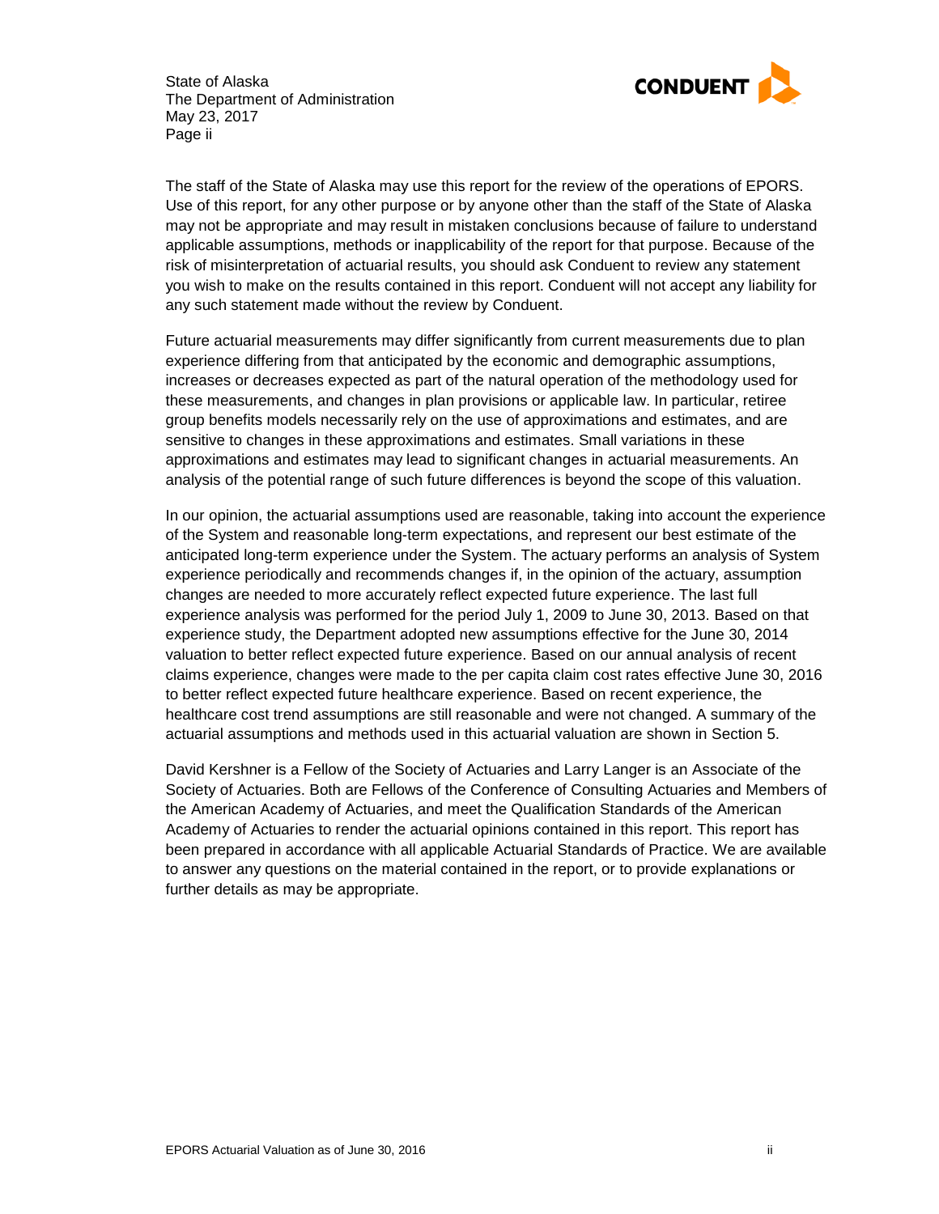The staff of the State of Alaska may use this report for the review of the operations of EPORS. Use of this report, for any other purpose or by anyone other than the staff of the State of Alaska may not be appropriate and may result in mistaken conclusions because of failure to understand applicable assumptions, methods or inapplicability of the report for that purpose. Because of the risk of misinterpretation of actuarial results, you should ask Conduent to review any statement you wish to make on the results contained in this report. Conduent will not accept any liability for any such statement made without the review by Conduent.

Future actuarial measurements may differ significantly from current measurements due to plan experience differing from that anticipated by the economic and demographic assumptions, increases or decreases expected as part of the natural operation of the methodology used for these measurements, and changes in plan provisions or applicable law. In particular, retiree group benefits models necessarily rely on the use of approximations and estimates, and are sensitive to changes in these approximations and estimates. Small variations in these approximations and estimates may lead to significant changes in actuarial measurements. An analysis of the potential range of such future differences is beyond the scope of this valuation.

In our opinion, the actuarial assumptions used are reasonable, taking into account the experience of the System and reasonable long-term expectations, and represent our best estimate of the anticipated long-term experience under the System. The actuary performs an analysis of System experience periodically and recommends changes if, in the opinion of the actuary, assumption changes are needed to more accurately reflect expected future experience. The last full experience analysis was performed for the period July 1, 2009 to June 30, 2013. Based on that experience study, the Department adopted new assumptions effective for the June 30, 2014 valuation to better reflect expected future experience. Based on our annual analysis of recent claims experience, changes were made to the per capita claim cost rates effective June 30, 2016 to better reflect expected future healthcare experience. Based on recent experience, the healthcare cost trend assumptions are still reasonable and were not changed. A summary of the actuarial assumptions and methods used in this actuarial valuation are shown in Section 5.

David Kershner is a Fellow of the Society of Actuaries and Larry Langer is an Associate of the Society of Actuaries. Both are Fellows of the Conference of Consulting Actuaries and Members of the American Academy of Actuaries, and meet the Qualification Standards of the American Academy of Actuaries to render the actuarial opinions contained in this report. This report has been prepared in accordance with all applicable Actuarial Standards of Practice. We are available to answer any questions on the material contained in the report, or to provide explanations or further details as may be appropriate.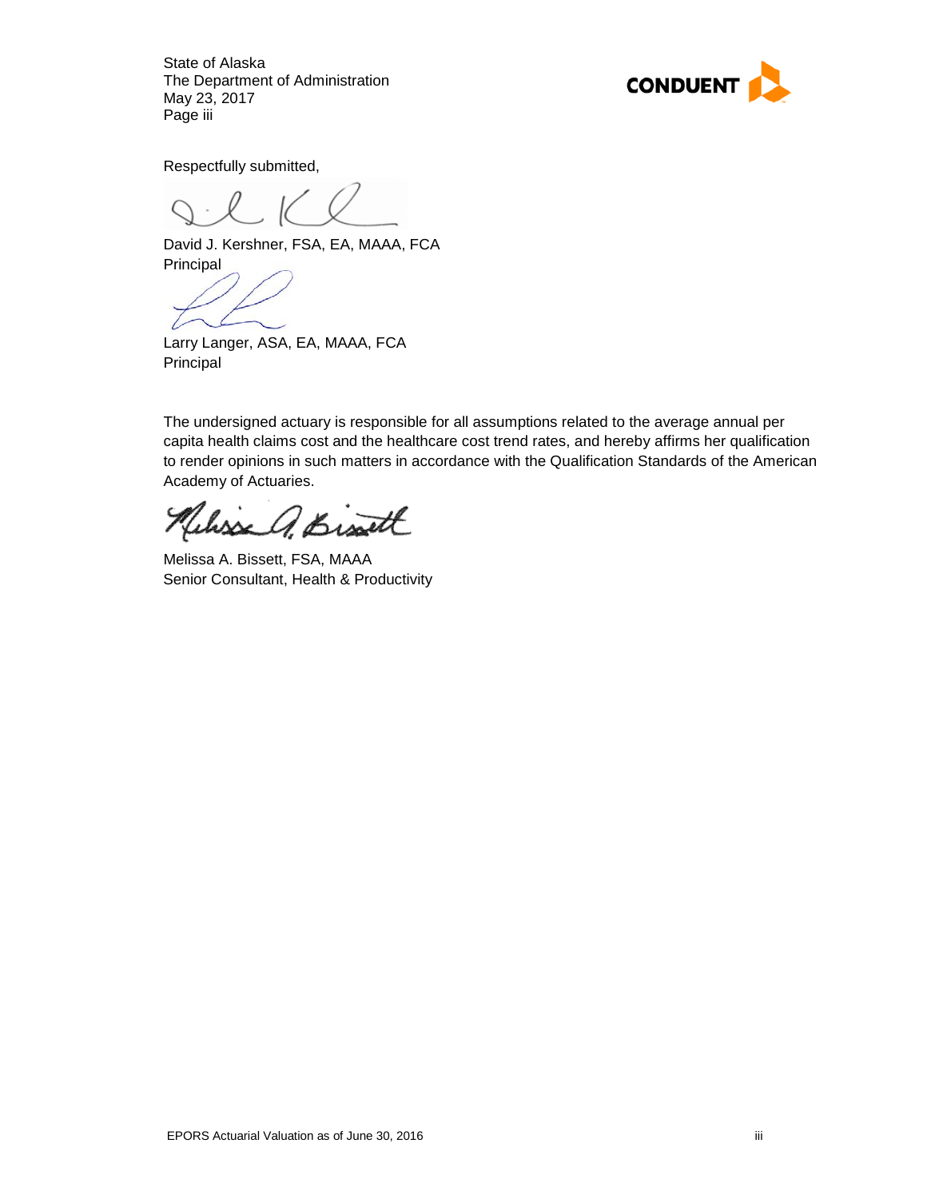State of Alaska
The Department of Administration
May 23, 2017
Page iii

Respectfully submitted,

David J. Kershner, FSA, EA, MAAA, FCA
Principal

Larry Langer, ASA, EA, MAAA, FCA
Principal

The undersigned actuary is responsible for all assumptions related to the average annual per capita health claims cost and the healthcare cost trend rates, and hereby affirms her qualification to render opinions in such matters in accordance with the Qualification Standards of the American Academy of Actuaries.

Melissa A. Bissett, FSA, MAAA
Senior Consultant, Health & Productivity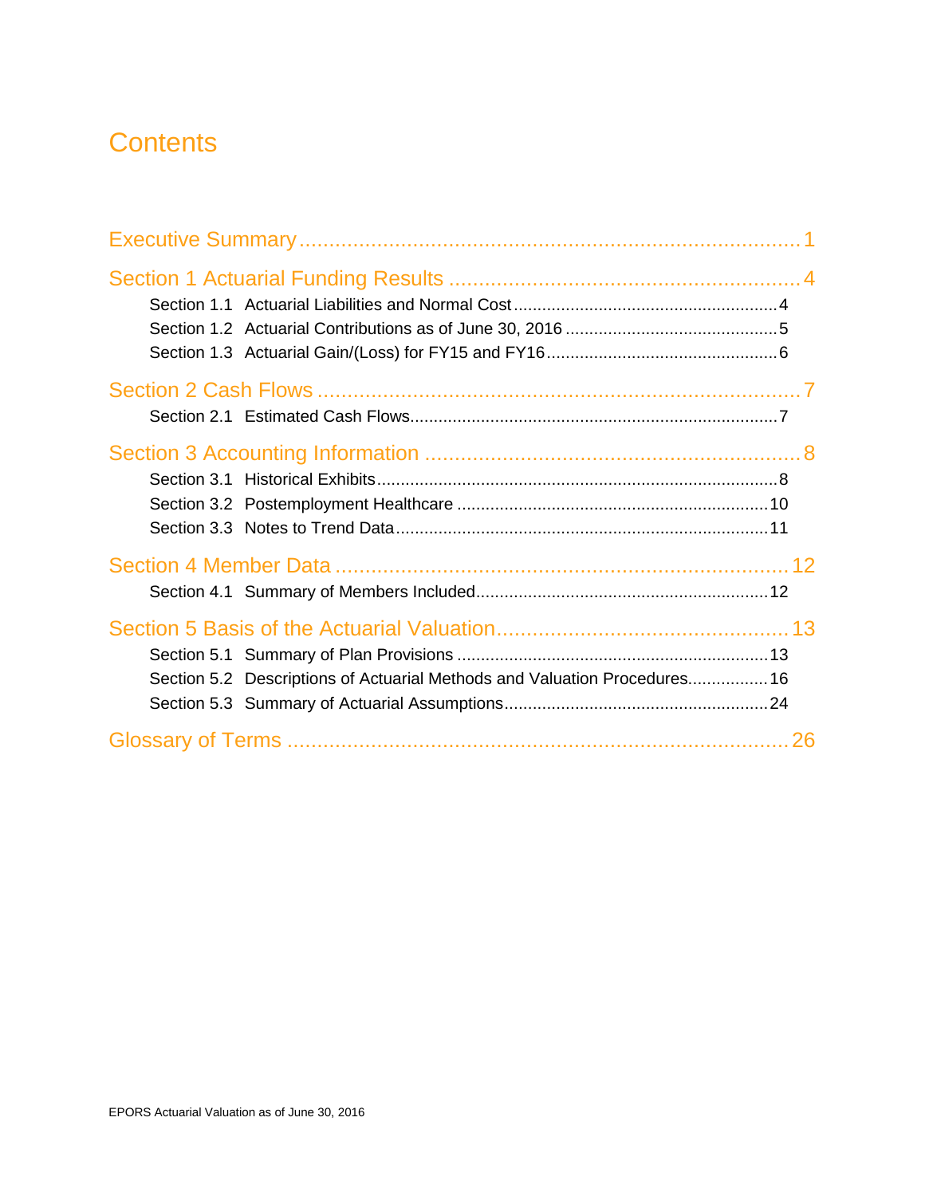# Contents

- Executive Summary ........ 1
- Section 1 Actuarial Funding Results ........ 4
  - Section 1.1 Actuarial Liabilities and Normal Cost ........ 4
  - Section 1.2 Actuarial Contributions as of June 30, 2016 ........ 5
  - Section 1.3 Actuarial Gain/(Loss) for FY15 and FY16 ........ 6
- Section 2 Cash Flows ........ 7
  - Section 2.1 Estimated Cash Flows ........ 7
- Section 3 Accounting Information ........ 8
  - Section 3.1 Historical Exhibits ........ 8
  - Section 3.2 Postemployment Healthcare ........ 10
  - Section 3.3 Notes to Trend Data ........ 11
- Section 4 Member Data ........ 12
  - Section 4.1 Summary of Members Included ........ 12
- Section 5 Basis of the Actuarial Valuation ........ 13
  - Section 5.1 Summary of Plan Provisions ........ 13
  - Section 5.2 Descriptions of Actuarial Methods and Valuation Procedures ........ 16
  - Section 5.3 Summary of Actuarial Assumptions ........ 24
- Glossary of Terms ........ 26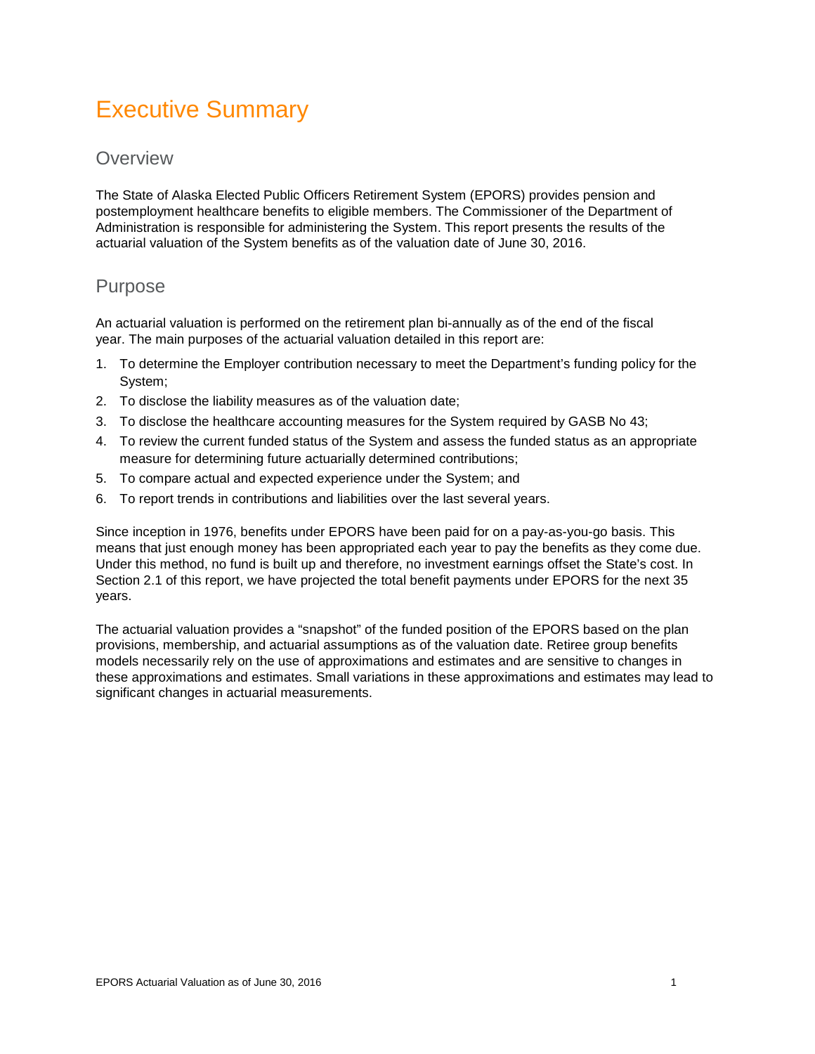# Executive Summary

## Overview

The State of Alaska Elected Public Officers Retirement System (EPORS) provides pension and postemployment healthcare benefits to eligible members. The Commissioner of the Department of Administration is responsible for administering the System. This report presents the results of the actuarial valuation of the System benefits as of the valuation date of June 30, 2016.

## Purpose

An actuarial valuation is performed on the retirement plan bi-annually as of the end of the fiscal year. The main purposes of the actuarial valuation detailed in this report are:

1. To determine the Employer contribution necessary to meet the Department's funding policy for the System;
2. To disclose the liability measures as of the valuation date;
3. To disclose the healthcare accounting measures for the System required by GASB No 43;
4. To review the current funded status of the System and assess the funded status as an appropriate measure for determining future actuarially determined contributions;
5. To compare actual and expected experience under the System; and
6. To report trends in contributions and liabilities over the last several years.

Since inception in 1976, benefits under EPORS have been paid for on a pay-as-you-go basis. This means that just enough money has been appropriated each year to pay the benefits as they come due. Under this method, no fund is built up and therefore, no investment earnings offset the State's cost. In Section 2.1 of this report, we have projected the total benefit payments under EPORS for the next 35 years.

The actuarial valuation provides a "snapshot" of the funded position of the EPORS based on the plan provisions, membership, and actuarial assumptions as of the valuation date. Retiree group benefits models necessarily rely on the use of approximations and estimates and are sensitive to changes in these approximations and estimates. Small variations in these approximations and estimates may lead to significant changes in actuarial measurements.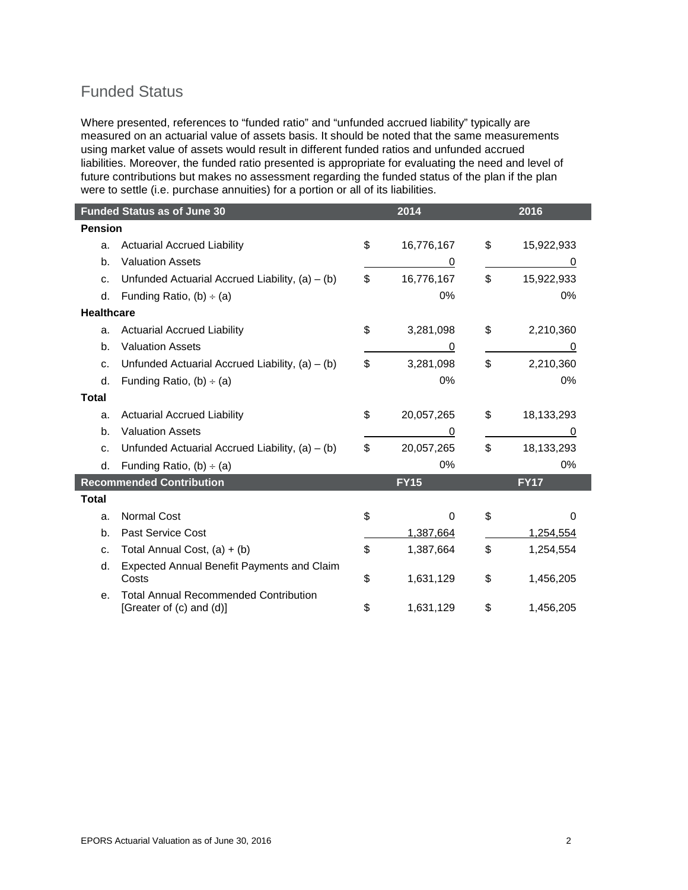## Funded Status

Where presented, references to "funded ratio" and "unfunded accrued liability" typically are measured on an actuarial value of assets basis. It should be noted that the same measurements using market value of assets would result in different funded ratios and unfunded accrued liabilities. Moreover, the funded ratio presented is appropriate for evaluating the need and level of future contributions but makes no assessment regarding the funded status of the plan if the plan were to settle (i.e. purchase annuities) for a portion or all of its liabilities.

| Funded Status as of June 30 | | 2014 | 2016 |
|---|---|---|---|
| **Pension** | | | |
| a. | Actuarial Accrued Liability | $ 16,776,167 | $ 15,922,933 |
| b. | Valuation Assets | 0 | 0 |
| c. | Unfunded Actuarial Accrued Liability, (a) – (b) | $ 16,776,167 | $ 15,922,933 |
| d. | Funding Ratio, (b) ÷ (a) | 0% | 0% |
| **Healthcare** | | | |
| a. | Actuarial Accrued Liability | $ 3,281,098 | $ 2,210,360 |
| b. | Valuation Assets | 0 | 0 |
| c. | Unfunded Actuarial Accrued Liability, (a) – (b) | $ 3,281,098 | $ 2,210,360 |
| d. | Funding Ratio, (b) ÷ (a) | 0% | 0% |
| **Total** | | | |
| a. | Actuarial Accrued Liability | $ 20,057,265 | $ 18,133,293 |
| b. | Valuation Assets | 0 | 0 |
| c. | Unfunded Actuarial Accrued Liability, (a) – (b) | $ 20,057,265 | $ 18,133,293 |
| d. | Funding Ratio, (b) ÷ (a) | 0% | 0% |
| **Recommended Contribution** | | **FY15** | **FY17** |
| **Total** | | | |
| a. | Normal Cost | $ 0 | $ 0 |
| b. | Past Service Cost | 1,387,664 | 1,254,554 |
| c. | Total Annual Cost, (a) + (b) | $ 1,387,664 | $ 1,254,554 |
| d. | Expected Annual Benefit Payments and Claim Costs | $ 1,631,129 | $ 1,456,205 |
| e. | Total Annual Recommended Contribution [Greater of (c) and (d)] | $ 1,631,129 | $ 1,456,205 |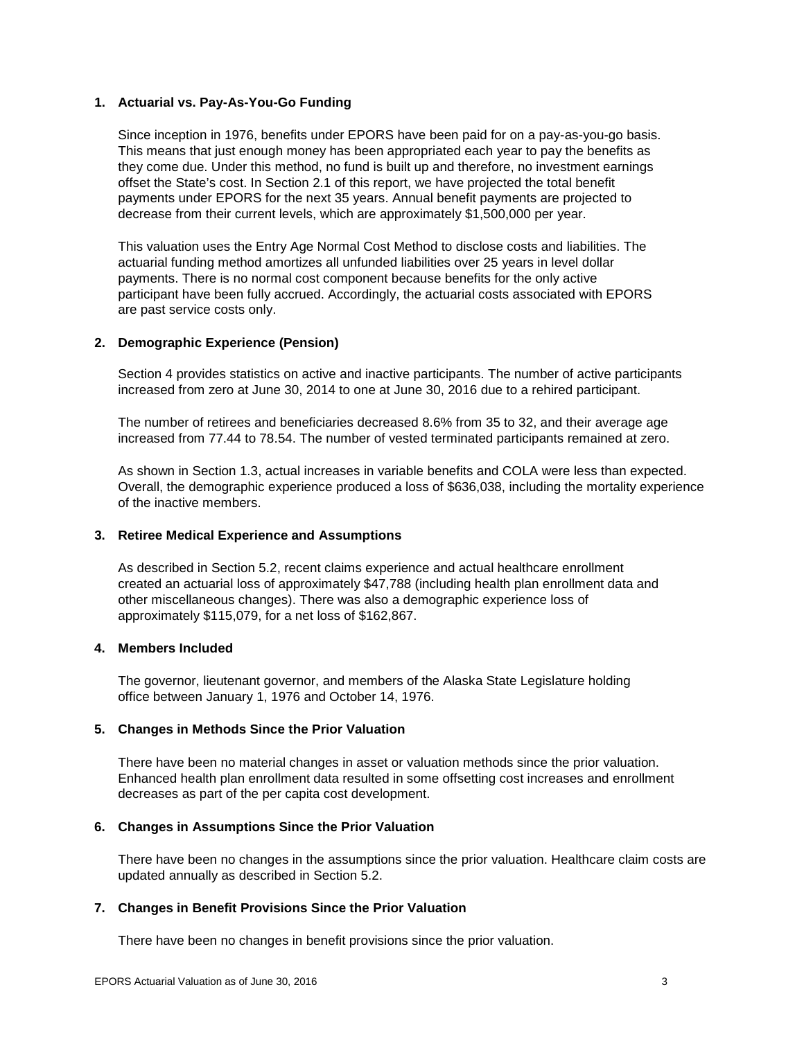### 1. Actuarial vs. Pay-As-You-Go Funding

Since inception in 1976, benefits under EPORS have been paid for on a pay-as-you-go basis. This means that just enough money has been appropriated each year to pay the benefits as they come due. Under this method, no fund is built up and therefore, no investment earnings offset the State's cost. In Section 2.1 of this report, we have projected the total benefit payments under EPORS for the next 35 years. Annual benefit payments are projected to decrease from their current levels, which are approximately $1,500,000 per year.

This valuation uses the Entry Age Normal Cost Method to disclose costs and liabilities. The actuarial funding method amortizes all unfunded liabilities over 25 years in level dollar payments. There is no normal cost component because benefits for the only active participant have been fully accrued. Accordingly, the actuarial costs associated with EPORS are past service costs only.

### 2. Demographic Experience (Pension)

Section 4 provides statistics on active and inactive participants. The number of active participants increased from zero at June 30, 2014 to one at June 30, 2016 due to a rehired participant.

The number of retirees and beneficiaries decreased 8.6% from 35 to 32, and their average age increased from 77.44 to 78.54. The number of vested terminated participants remained at zero.

As shown in Section 1.3, actual increases in variable benefits and COLA were less than expected. Overall, the demographic experience produced a loss of $636,038, including the mortality experience of the inactive members.

### 3. Retiree Medical Experience and Assumptions

As described in Section 5.2, recent claims experience and actual healthcare enrollment created an actuarial loss of approximately $47,788 (including health plan enrollment data and other miscellaneous changes). There was also a demographic experience loss of approximately $115,079, for a net loss of $162,867.

### 4. Members Included

The governor, lieutenant governor, and members of the Alaska State Legislature holding office between January 1, 1976 and October 14, 1976.

### 5. Changes in Methods Since the Prior Valuation

There have been no material changes in asset or valuation methods since the prior valuation. Enhanced health plan enrollment data resulted in some offsetting cost increases and enrollment decreases as part of the per capita cost development.

### 6. Changes in Assumptions Since the Prior Valuation

There have been no changes in the assumptions since the prior valuation. Healthcare claim costs are updated annually as described in Section 5.2.

### 7. Changes in Benefit Provisions Since the Prior Valuation

There have been no changes in benefit provisions since the prior valuation.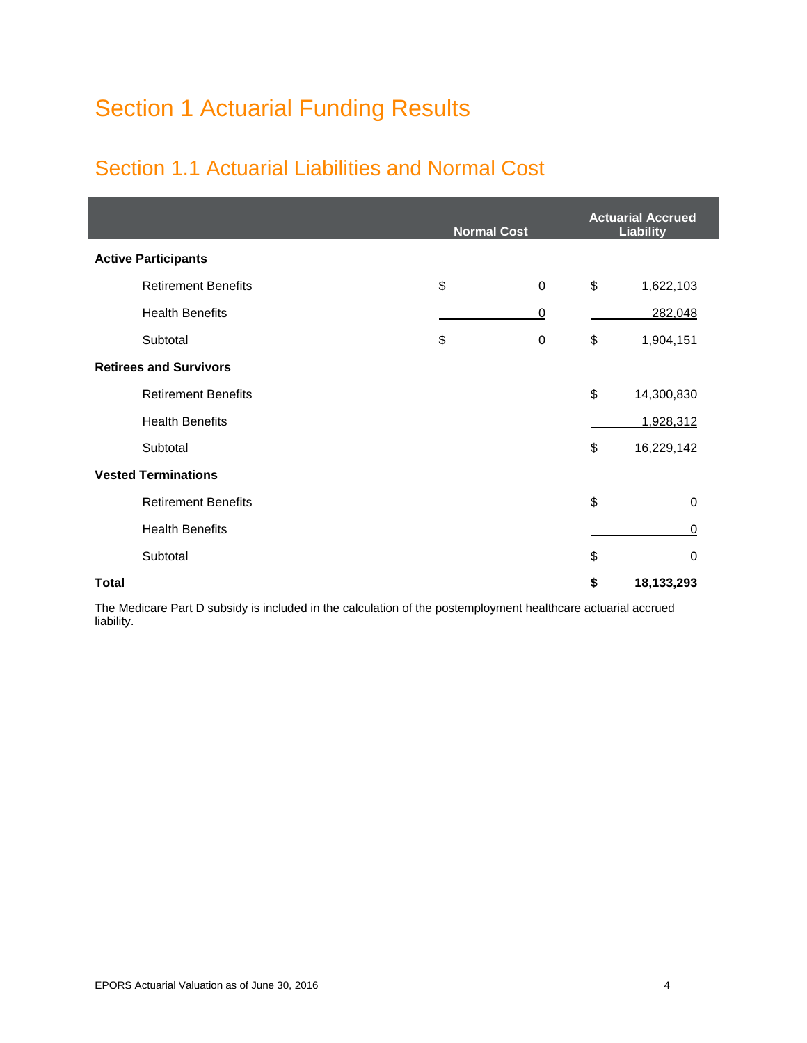# Section 1 Actuarial Funding Results

## Section 1.1 Actuarial Liabilities and Normal Cost

| | Normal Cost | Actuarial Accrued Liability |
|---|---|---|
| **Active Participants** | | |
| Retirement Benefits | $ 0 | $ 1,622,103 |
| Health Benefits | 0 | 282,048 |
| Subtotal | $ 0 | $ 1,904,151 |
| **Retirees and Survivors** | | |
| Retirement Benefits | | $ 14,300,830 |
| Health Benefits | | 1,928,312 |
| Subtotal | | $ 16,229,142 |
| **Vested Terminations** | | |
| Retirement Benefits | | $ 0 |
| Health Benefits | | 0 |
| Subtotal | | $ 0 |
| **Total** | | **$ 18,133,293** |

The Medicare Part D subsidy is included in the calculation of the postemployment healthcare actuarial accrued liability.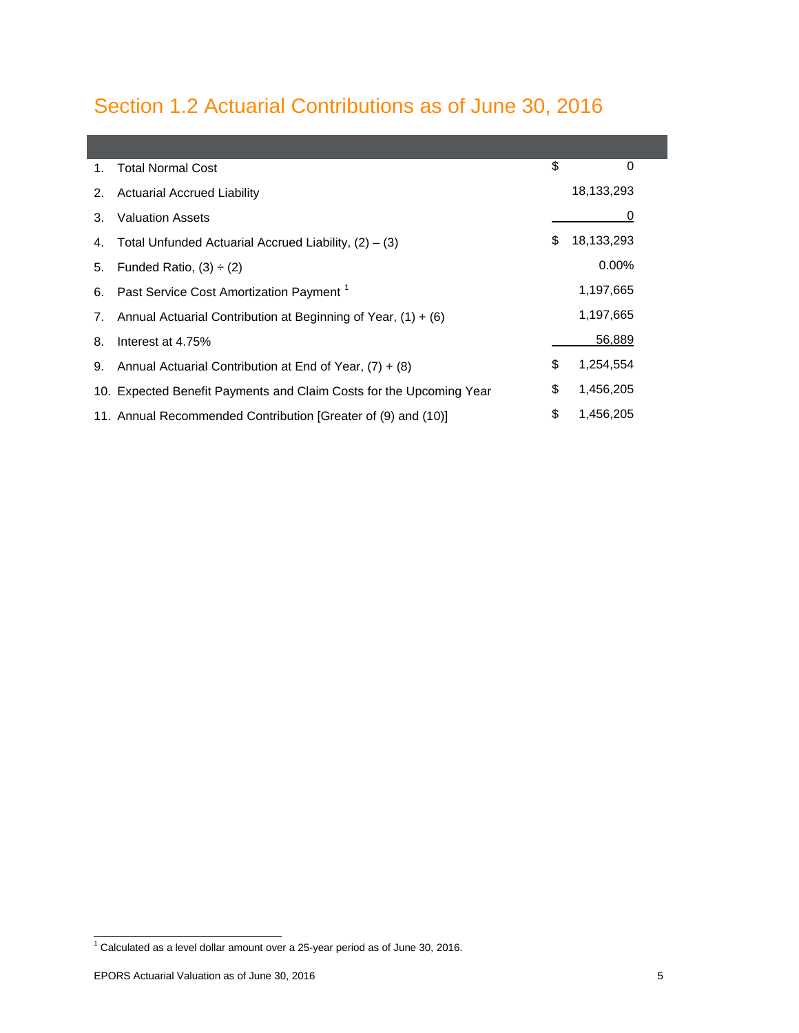# Section 1.2 Actuarial Contributions as of June 30, 2016

| | | |
|---|---|---|
| 1. | Total Normal Cost | $ 0 |
| 2. | Actuarial Accrued Liability | 18,133,293 |
| 3. | Valuation Assets | 0 |
| 4. | Total Unfunded Actuarial Accrued Liability, (2) – (3) | $ 18,133,293 |
| 5. | Funded Ratio, (3) ÷ (2) | 0.00% |
| 6. | Past Service Cost Amortization Payment [1] | 1,197,665 |
| 7. | Annual Actuarial Contribution at Beginning of Year, (1) + (6) | 1,197,665 |
| 8. | Interest at 4.75% | 56,889 |
| 9. | Annual Actuarial Contribution at End of Year, (7) + (8) | $ 1,254,554 |
| 10. | Expected Benefit Payments and Claim Costs for the Upcoming Year | $ 1,456,205 |
| 11. | Annual Recommended Contribution [Greater of (9) and (10)] | $ 1,456,205 |

[1] Calculated as a level dollar amount over a 25-year period as of June 30, 2016.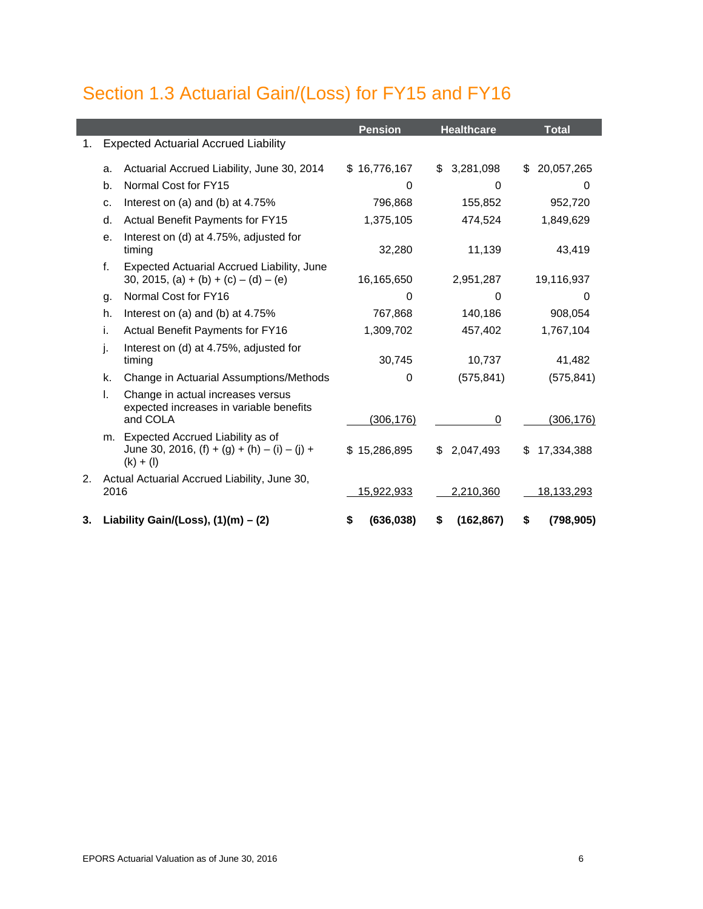## Section 1.3 Actuarial Gain/(Loss) for FY15 and FY16

| | | Pension | Healthcare | Total |
|---|---|---|---|---|
| 1. | Expected Actuarial Accrued Liability | | | |
| | a. Actuarial Accrued Liability, June 30, 2014 | $ 16,776,167 | $ 3,281,098 | $ 20,057,265 |
| | b. Normal Cost for FY15 | 0 | 0 | 0 |
| | c. Interest on (a) and (b) at 4.75% | 796,868 | 155,852 | 952,720 |
| | d. Actual Benefit Payments for FY15 | 1,375,105 | 474,524 | 1,849,629 |
| | e. Interest on (d) at 4.75%, adjusted for timing | 32,280 | 11,139 | 43,419 |
| | f. Expected Actuarial Accrued Liability, June 30, 2015, (a) + (b) + (c) – (d) – (e) | 16,165,650 | 2,951,287 | 19,116,937 |
| | g. Normal Cost for FY16 | 0 | 0 | 0 |
| | h. Interest on (a) and (b) at 4.75% | 767,868 | 140,186 | 908,054 |
| | i. Actual Benefit Payments for FY16 | 1,309,702 | 457,402 | 1,767,104 |
| | j. Interest on (d) at 4.75%, adjusted for timing | 30,745 | 10,737 | 41,482 |
| | k. Change in Actuarial Assumptions/Methods | 0 | (575,841) | (575,841) |
| | l. Change in actual increases versus expected increases in variable benefits and COLA | (306,176) | 0 | (306,176) |
| | m. Expected Accrued Liability as of June 30, 2016, (f) + (g) + (h) – (i) – (j) + (k) + (l) | $ 15,286,895 | $ 2,047,493 | $ 17,334,388 |
| 2. | Actual Actuarial Accrued Liability, June 30, 2016 | 15,922,933 | 2,210,360 | 18,133,293 |
| **3.** | **Liability Gain/(Loss), (1)(m) – (2)** | **$ (636,038)** | **$ (162,867)** | **$ (798,905)** |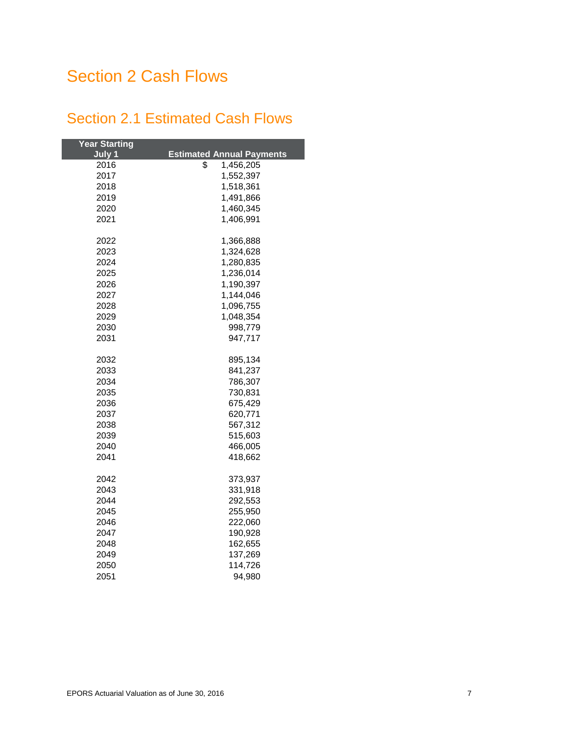# Section 2 Cash Flows

## Section 2.1 Estimated Cash Flows

| Year Starting July 1 | Estimated Annual Payments |
|---|---|
| 2016 | $ 1,456,205 |
| 2017 | 1,552,397 |
| 2018 | 1,518,361 |
| 2019 | 1,491,866 |
| 2020 | 1,460,345 |
| 2021 | 1,406,991 |
| 2022 | 1,366,888 |
| 2023 | 1,324,628 |
| 2024 | 1,280,835 |
| 2025 | 1,236,014 |
| 2026 | 1,190,397 |
| 2027 | 1,144,046 |
| 2028 | 1,096,755 |
| 2029 | 1,048,354 |
| 2030 | 998,779 |
| 2031 | 947,717 |
| 2032 | 895,134 |
| 2033 | 841,237 |
| 2034 | 786,307 |
| 2035 | 730,831 |
| 2036 | 675,429 |
| 2037 | 620,771 |
| 2038 | 567,312 |
| 2039 | 515,603 |
| 2040 | 466,005 |
| 2041 | 418,662 |
| 2042 | 373,937 |
| 2043 | 331,918 |
| 2044 | 292,553 |
| 2045 | 255,950 |
| 2046 | 222,060 |
| 2047 | 190,928 |
| 2048 | 162,655 |
| 2049 | 137,269 |
| 2050 | 114,726 |
| 2051 | 94,980 |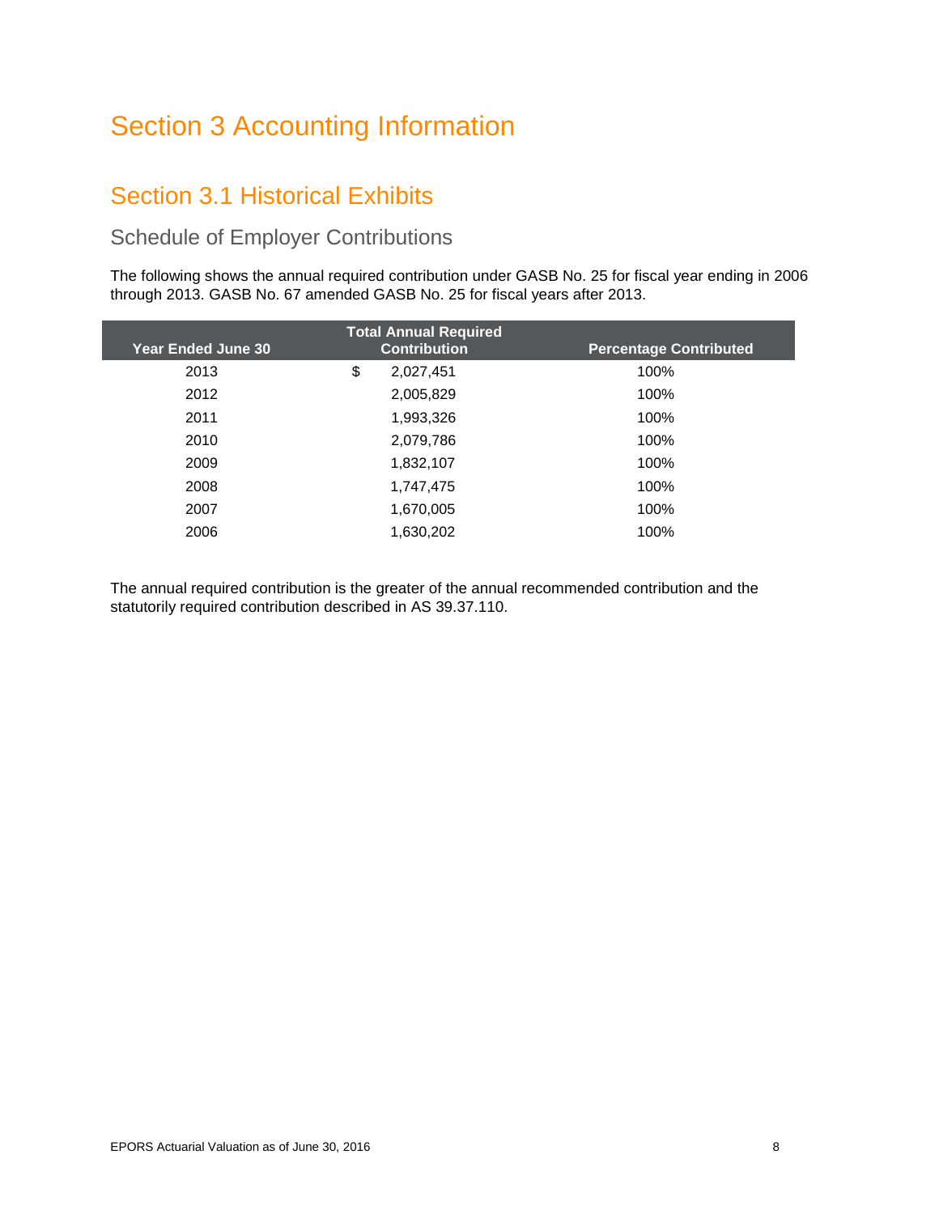# Section 3 Accounting Information

## Section 3.1 Historical Exhibits

### Schedule of Employer Contributions

The following shows the annual required contribution under GASB No. 25 for fiscal year ending in 2006 through 2013. GASB No. 67 amended GASB No. 25 for fiscal years after 2013.

| Year Ended June 30 | Total Annual Required Contribution | Percentage Contributed |
|---|---|---|
| 2013 | $ 2,027,451 | 100% |
| 2012 | 2,005,829 | 100% |
| 2011 | 1,993,326 | 100% |
| 2010 | 2,079,786 | 100% |
| 2009 | 1,832,107 | 100% |
| 2008 | 1,747,475 | 100% |
| 2007 | 1,670,005 | 100% |
| 2006 | 1,630,202 | 100% |

The annual required contribution is the greater of the annual recommended contribution and the statutorily required contribution described in AS 39.37.110.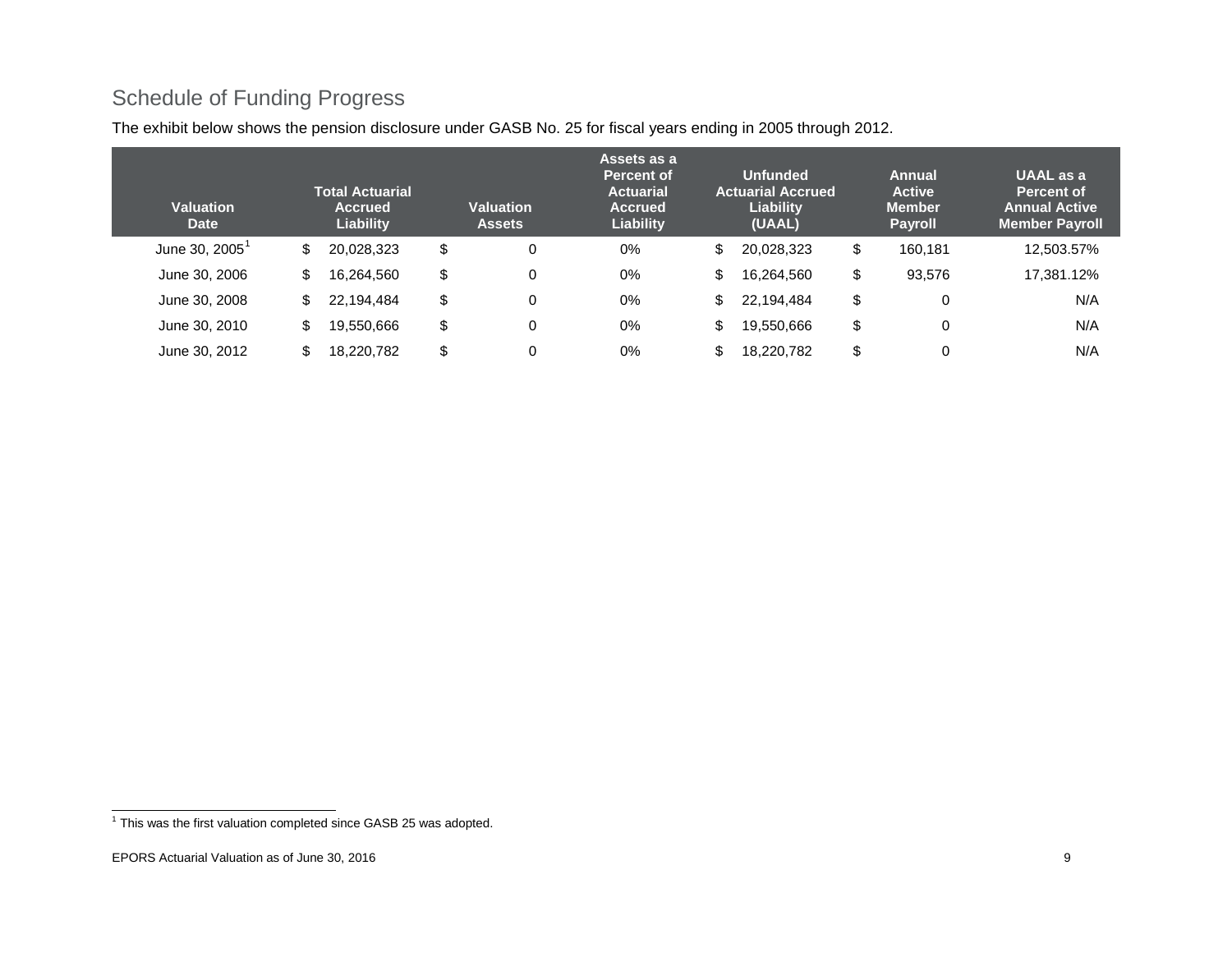## Schedule of Funding Progress

The exhibit below shows the pension disclosure under GASB No. 25 for fiscal years ending in 2005 through 2012.

| Valuation Date | Total Actuarial Accrued Liability | Valuation Assets | Assets as a Percent of Actuarial Accrued Liability | Unfunded Actuarial Accrued Liability (UAAL) | Annual Active Member Payroll | UAAL as a Percent of Annual Active Member Payroll |
|---|---|---|---|---|---|---|
| June 30, 2005[1] | $ 20,028,323 | $ 0 | 0% | $ 20,028,323 | $ 160,181 | 12,503.57% |
| June 30, 2006 | $ 16,264,560 | $ 0 | 0% | $ 16,264,560 | $ 93,576 | 17,381.12% |
| June 30, 2008 | $ 22,194,484 | $ 0 | 0% | $ 22,194,484 | $ 0 | N/A |
| June 30, 2010 | $ 19,550,666 | $ 0 | 0% | $ 19,550,666 | $ 0 | N/A |
| June 30, 2012 | $ 18,220,782 | $ 0 | 0% | $ 18,220,782 | $ 0 | N/A |

[1] This was the first valuation completed since GASB 25 was adopted.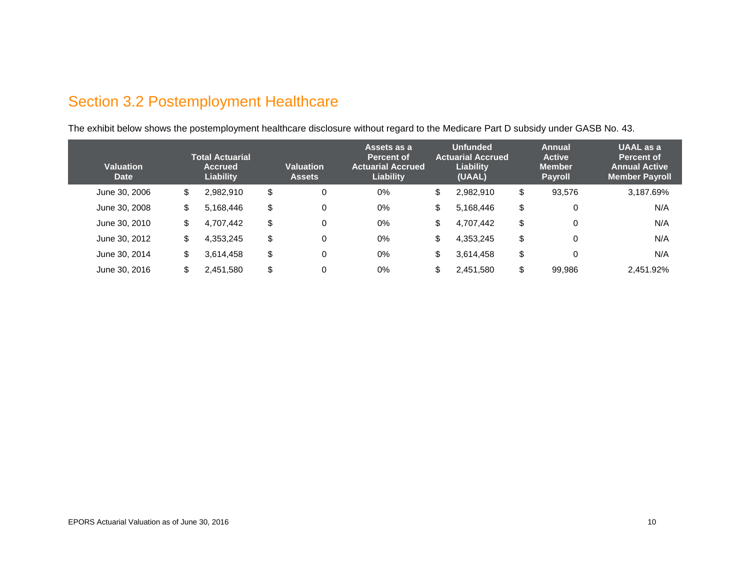## Section 3.2 Postemployment Healthcare

The exhibit below shows the postemployment healthcare disclosure without regard to the Medicare Part D subsidy under GASB No. 43.

| Valuation Date | Total Actuarial Accrued Liability | Valuation Assets | Assets as a Percent of Actuarial Accrued Liability | Unfunded Actuarial Accrued Liability (UAAL) | Annual Active Member Payroll | UAAL as a Percent of Annual Active Member Payroll |
|---|---|---|---|---|---|---|
| June 30, 2006 | $ 2,982,910 | $ 0 | 0% | $ 2,982,910 | $ 93,576 | 3,187.69% |
| June 30, 2008 | $ 5,168,446 | $ 0 | 0% | $ 5,168,446 | $ 0 | N/A |
| June 30, 2010 | $ 4,707,442 | $ 0 | 0% | $ 4,707,442 | $ 0 | N/A |
| June 30, 2012 | $ 4,353,245 | $ 0 | 0% | $ 4,353,245 | $ 0 | N/A |
| June 30, 2014 | $ 3,614,458 | $ 0 | 0% | $ 3,614,458 | $ 0 | N/A |
| June 30, 2016 | $ 2,451,580 | $ 0 | 0% | $ 2,451,580 | $ 99,986 | 2,451.92% |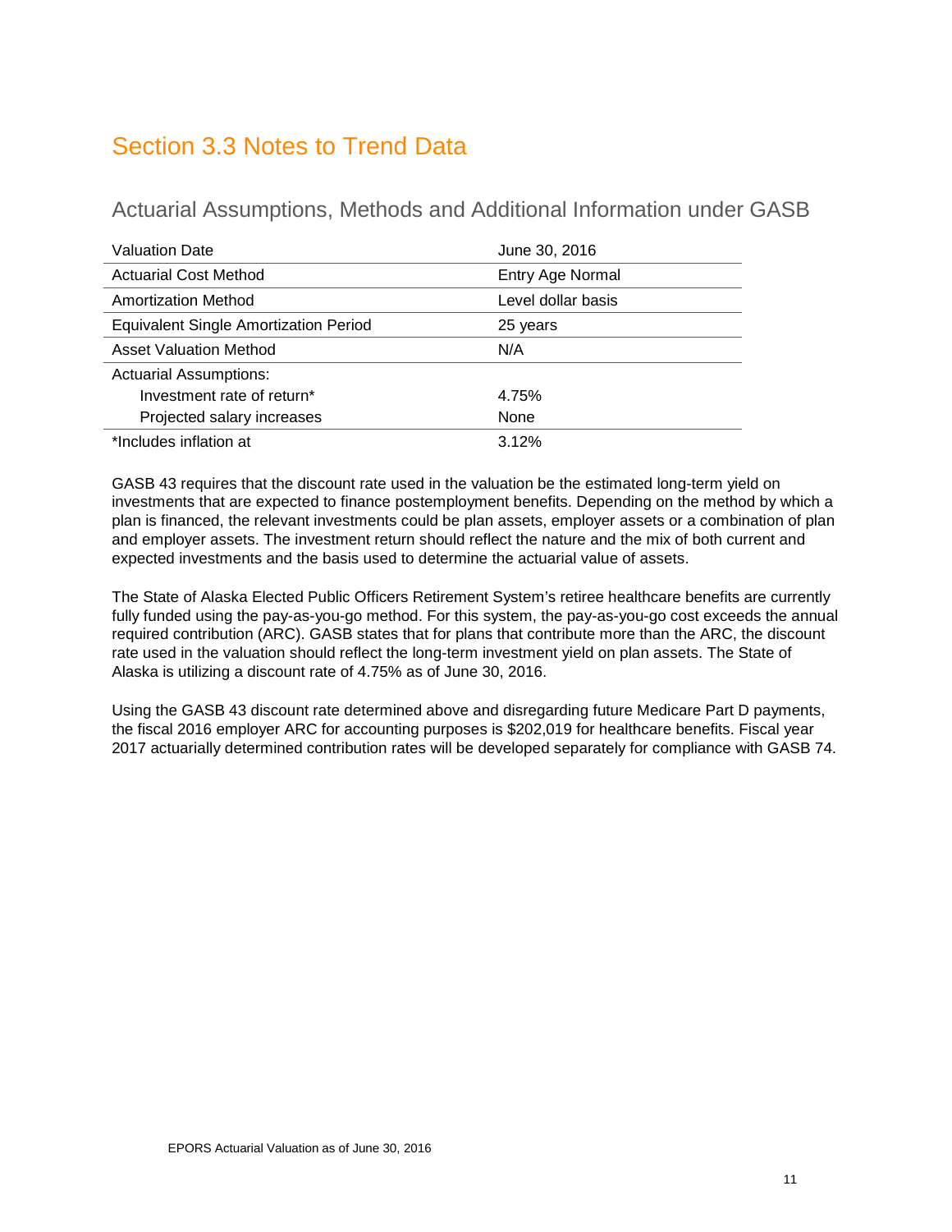# Section 3.3 Notes to Trend Data

## Actuarial Assumptions, Methods and Additional Information under GASB

| Valuation Date | June 30, 2016 |
|---|---|
| Actuarial Cost Method | Entry Age Normal |
| Amortization Method | Level dollar basis |
| Equivalent Single Amortization Period | 25 years |
| Asset Valuation Method | N/A |
| Actuarial Assumptions: | |
| Investment rate of return* | 4.75% |
| Projected salary increases | None |
| *Includes inflation at | 3.12% |

GASB 43 requires that the discount rate used in the valuation be the estimated long-term yield on investments that are expected to finance postemployment benefits. Depending on the method by which a plan is financed, the relevant investments could be plan assets, employer assets or a combination of plan and employer assets. The investment return should reflect the nature and the mix of both current and expected investments and the basis used to determine the actuarial value of assets.

The State of Alaska Elected Public Officers Retirement System's retiree healthcare benefits are currently fully funded using the pay-as-you-go method. For this system, the pay-as-you-go cost exceeds the annual required contribution (ARC). GASB states that for plans that contribute more than the ARC, the discount rate used in the valuation should reflect the long-term investment yield on plan assets. The State of Alaska is utilizing a discount rate of 4.75% as of June 30, 2016.

Using the GASB 43 discount rate determined above and disregarding future Medicare Part D payments, the fiscal 2016 employer ARC for accounting purposes is $202,019 for healthcare benefits. Fiscal year 2017 actuarially determined contribution rates will be developed separately for compliance with GASB 74.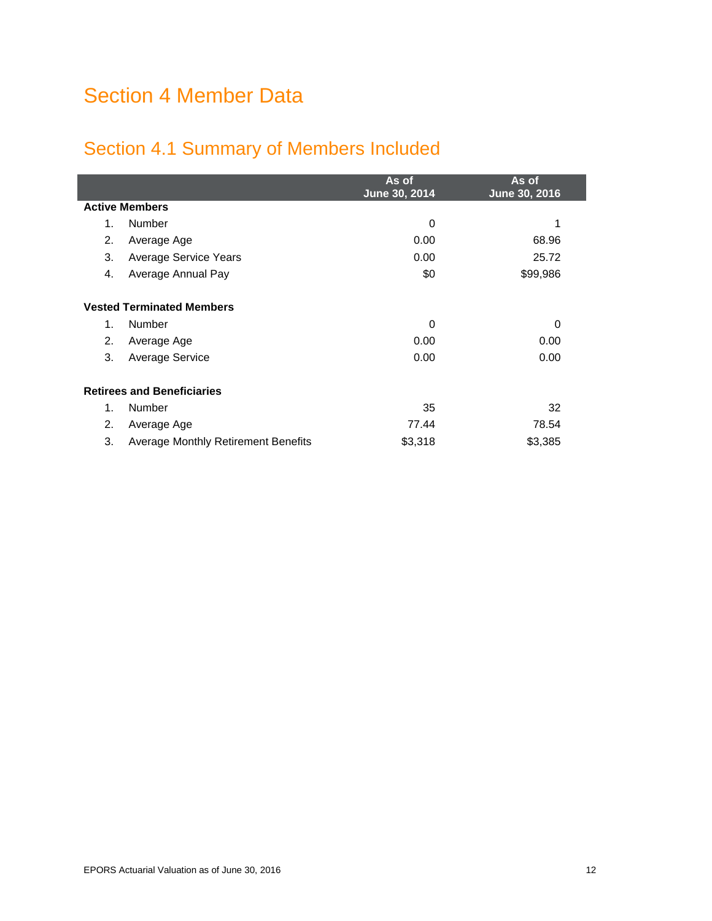# Section 4 Member Data

## Section 4.1 Summary of Members Included

| | | As of June 30, 2014 | As of June 30, 2016 |
|---|---|---|---|
| **Active Members** | | | |
| 1. | Number | 0 | 1 |
| 2. | Average Age | 0.00 | 68.96 |
| 3. | Average Service Years | 0.00 | 25.72 |
| 4. | Average Annual Pay | $0 | $99,986 |
| **Vested Terminated Members** | | | |
| 1. | Number | 0 | 0 |
| 2. | Average Age | 0.00 | 0.00 |
| 3. | Average Service | 0.00 | 0.00 |
| **Retirees and Beneficiaries** | | | |
| 1. | Number | 35 | 32 |
| 2. | Average Age | 77.44 | 78.54 |
| 3. | Average Monthly Retirement Benefits | $3,318 | $3,385 |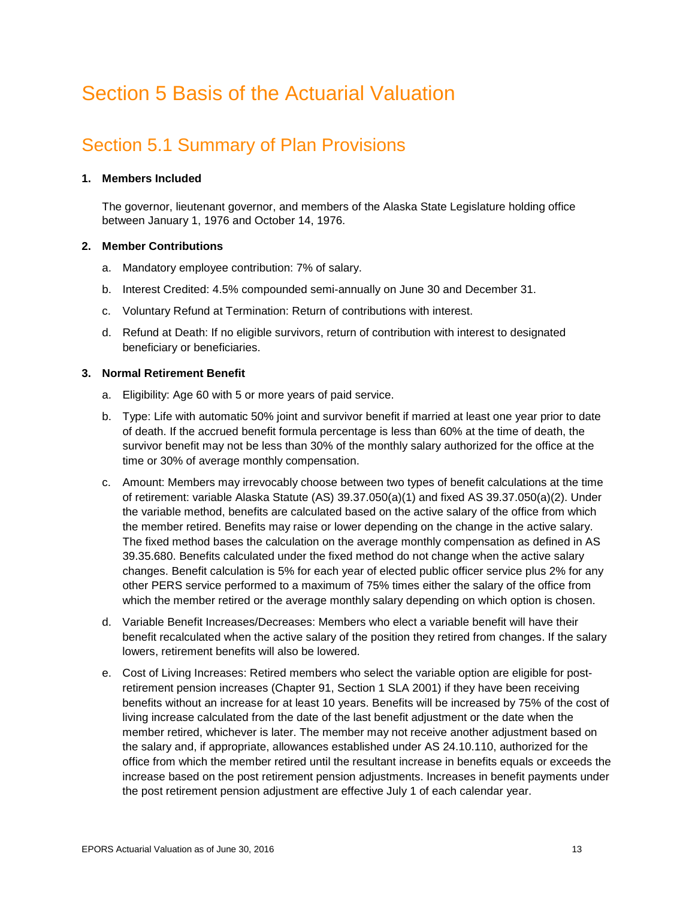# Section 5 Basis of the Actuarial Valuation

## Section 5.1 Summary of Plan Provisions

**1. Members Included**

The governor, lieutenant governor, and members of the Alaska State Legislature holding office between January 1, 1976 and October 14, 1976.

**2. Member Contributions**

a. Mandatory employee contribution: 7% of salary.

b. Interest Credited: 4.5% compounded semi-annually on June 30 and December 31.

c. Voluntary Refund at Termination: Return of contributions with interest.

d. Refund at Death: If no eligible survivors, return of contribution with interest to designated beneficiary or beneficiaries.

**3. Normal Retirement Benefit**

a. Eligibility: Age 60 with 5 or more years of paid service.

b. Type: Life with automatic 50% joint and survivor benefit if married at least one year prior to date of death. If the accrued benefit formula percentage is less than 60% at the time of death, the survivor benefit may not be less than 30% of the monthly salary authorized for the office at the time or 30% of average monthly compensation.

c. Amount: Members may irrevocably choose between two types of benefit calculations at the time of retirement: variable Alaska Statute (AS) 39.37.050(a)(1) and fixed AS 39.37.050(a)(2). Under the variable method, benefits are calculated based on the active salary of the office from which the member retired. Benefits may raise or lower depending on the change in the active salary. The fixed method bases the calculation on the average monthly compensation as defined in AS 39.35.680. Benefits calculated under the fixed method do not change when the active salary changes. Benefit calculation is 5% for each year of elected public officer service plus 2% for any other PERS service performed to a maximum of 75% times either the salary of the office from which the member retired or the average monthly salary depending on which option is chosen.

d. Variable Benefit Increases/Decreases: Members who elect a variable benefit will have their benefit recalculated when the active salary of the position they retired from changes. If the salary lowers, retirement benefits will also be lowered.

e. Cost of Living Increases: Retired members who select the variable option are eligible for post-retirement pension increases (Chapter 91, Section 1 SLA 2001) if they have been receiving benefits without an increase for at least 10 years. Benefits will be increased by 75% of the cost of living increase calculated from the date of the last benefit adjustment or the date when the member retired, whichever is later. The member may not receive another adjustment based on the salary and, if appropriate, allowances established under AS 24.10.110, authorized for the office from which the member retired until the resultant increase in benefits equals or exceeds the increase based on the post retirement pension adjustments. Increases in benefit payments under the post retirement pension adjustment are effective July 1 of each calendar year.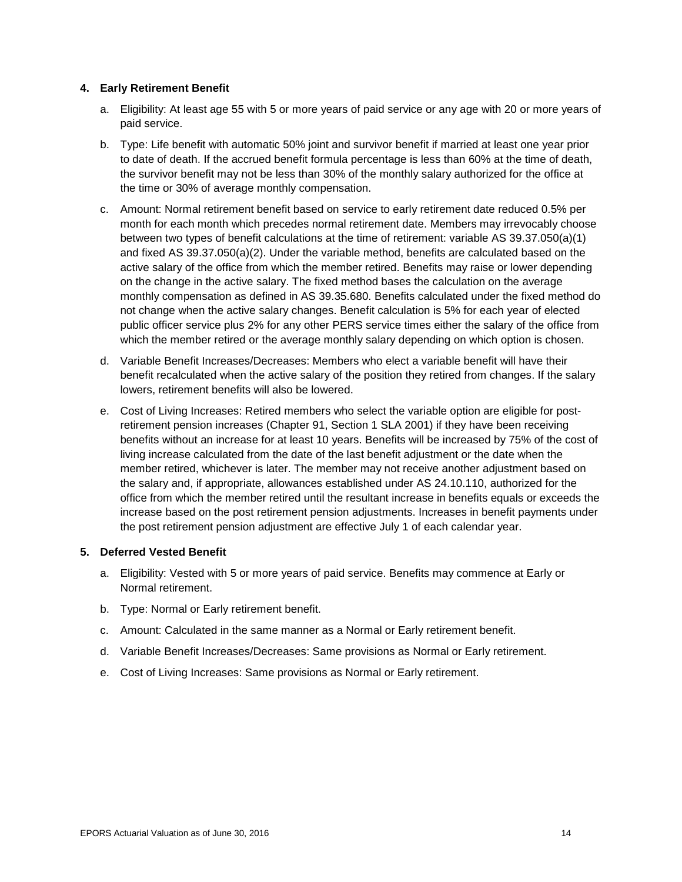**4. Early Retirement Benefit**

a. Eligibility: At least age 55 with 5 or more years of paid service or any age with 20 or more years of paid service.

b. Type: Life benefit with automatic 50% joint and survivor benefit if married at least one year prior to date of death. If the accrued benefit formula percentage is less than 60% at the time of death, the survivor benefit may not be less than 30% of the monthly salary authorized for the office at the time or 30% of average monthly compensation.

c. Amount: Normal retirement benefit based on service to early retirement date reduced 0.5% per month for each month which precedes normal retirement date. Members may irrevocably choose between two types of benefit calculations at the time of retirement: variable AS 39.37.050(a)(1) and fixed AS 39.37.050(a)(2). Under the variable method, benefits are calculated based on the active salary of the office from which the member retired. Benefits may raise or lower depending on the change in the active salary. The fixed method bases the calculation on the average monthly compensation as defined in AS 39.35.680. Benefits calculated under the fixed method do not change when the active salary changes. Benefit calculation is 5% for each year of elected public officer service plus 2% for any other PERS service times either the salary of the office from which the member retired or the average monthly salary depending on which option is chosen.

d. Variable Benefit Increases/Decreases: Members who elect a variable benefit will have their benefit recalculated when the active salary of the position they retired from changes. If the salary lowers, retirement benefits will also be lowered.

e. Cost of Living Increases: Retired members who select the variable option are eligible for post-retirement pension increases (Chapter 91, Section 1 SLA 2001) if they have been receiving benefits without an increase for at least 10 years. Benefits will be increased by 75% of the cost of living increase calculated from the date of the last benefit adjustment or the date when the member retired, whichever is later. The member may not receive another adjustment based on the salary and, if appropriate, allowances established under AS 24.10.110, authorized for the office from which the member retired until the resultant increase in benefits equals or exceeds the increase based on the post retirement pension adjustments. Increases in benefit payments under the post retirement pension adjustment are effective July 1 of each calendar year.

**5. Deferred Vested Benefit**

a. Eligibility: Vested with 5 or more years of paid service. Benefits may commence at Early or Normal retirement.

b. Type: Normal or Early retirement benefit.

c. Amount: Calculated in the same manner as a Normal or Early retirement benefit.

d. Variable Benefit Increases/Decreases: Same provisions as Normal or Early retirement.

e. Cost of Living Increases: Same provisions as Normal or Early retirement.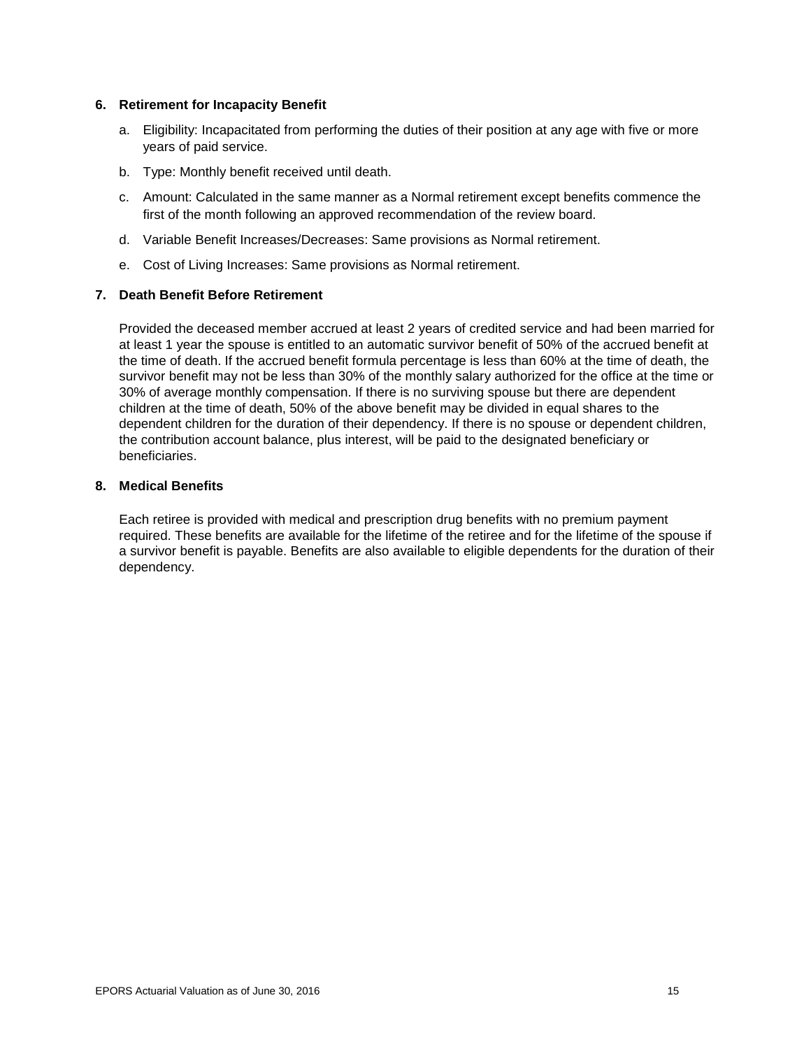**6. Retirement for Incapacity Benefit**

a. Eligibility: Incapacitated from performing the duties of their position at any age with five or more years of paid service.

b. Type: Monthly benefit received until death.

c. Amount: Calculated in the same manner as a Normal retirement except benefits commence the first of the month following an approved recommendation of the review board.

d. Variable Benefit Increases/Decreases: Same provisions as Normal retirement.

e. Cost of Living Increases: Same provisions as Normal retirement.

**7. Death Benefit Before Retirement**

Provided the deceased member accrued at least 2 years of credited service and had been married for at least 1 year the spouse is entitled to an automatic survivor benefit of 50% of the accrued benefit at the time of death. If the accrued benefit formula percentage is less than 60% at the time of death, the survivor benefit may not be less than 30% of the monthly salary authorized for the office at the time or 30% of average monthly compensation. If there is no surviving spouse but there are dependent children at the time of death, 50% of the above benefit may be divided in equal shares to the dependent children for the duration of their dependency. If there is no spouse or dependent children, the contribution account balance, plus interest, will be paid to the designated beneficiary or beneficiaries.

**8. Medical Benefits**

Each retiree is provided with medical and prescription drug benefits with no premium payment required. These benefits are available for the lifetime of the retiree and for the lifetime of the spouse if a survivor benefit is payable. Benefits are also available to eligible dependents for the duration of their dependency.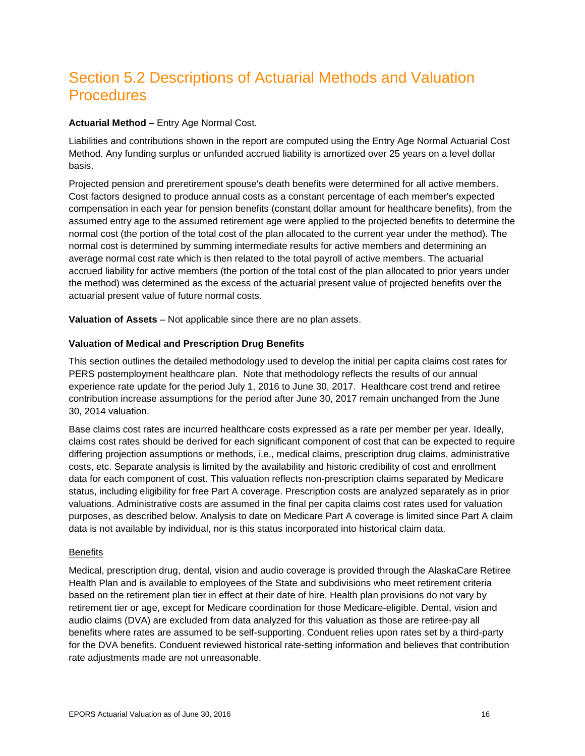# Section 5.2 Descriptions of Actuarial Methods and Valuation Procedures

**Actuarial Method –** Entry Age Normal Cost.

Liabilities and contributions shown in the report are computed using the Entry Age Normal Actuarial Cost Method. Any funding surplus or unfunded accrued liability is amortized over 25 years on a level dollar basis.

Projected pension and preretirement spouse's death benefits were determined for all active members. Cost factors designed to produce annual costs as a constant percentage of each member's expected compensation in each year for pension benefits (constant dollar amount for healthcare benefits), from the assumed entry age to the assumed retirement age were applied to the projected benefits to determine the normal cost (the portion of the total cost of the plan allocated to the current year under the method). The normal cost is determined by summing intermediate results for active members and determining an average normal cost rate which is then related to the total payroll of active members. The actuarial accrued liability for active members (the portion of the total cost of the plan allocated to prior years under the method) was determined as the excess of the actuarial present value of projected benefits over the actuarial present value of future normal costs.

**Valuation of Assets** – Not applicable since there are no plan assets.

**Valuation of Medical and Prescription Drug Benefits**

This section outlines the detailed methodology used to develop the initial per capita claims cost rates for PERS postemployment healthcare plan. Note that methodology reflects the results of our annual experience rate update for the period July 1, 2016 to June 30, 2017. Healthcare cost trend and retiree contribution increase assumptions for the period after June 30, 2017 remain unchanged from the June 30, 2014 valuation.

Base claims cost rates are incurred healthcare costs expressed as a rate per member per year. Ideally, claims cost rates should be derived for each significant component of cost that can be expected to require differing projection assumptions or methods, i.e., medical claims, prescription drug claims, administrative costs, etc. Separate analysis is limited by the availability and historic credibility of cost and enrollment data for each component of cost. This valuation reflects non-prescription claims separated by Medicare status, including eligibility for free Part A coverage. Prescription costs are analyzed separately as in prior valuations. Administrative costs are assumed in the final per capita claims cost rates used for valuation purposes, as described below. Analysis to date on Medicare Part A coverage is limited since Part A claim data is not available by individual, nor is this status incorporated into historical claim data.

Benefits

Medical, prescription drug, dental, vision and audio coverage is provided through the AlaskaCare Retiree Health Plan and is available to employees of the State and subdivisions who meet retirement criteria based on the retirement plan tier in effect at their date of hire. Health plan provisions do not vary by retirement tier or age, except for Medicare coordination for those Medicare-eligible. Dental, vision and audio claims (DVA) are excluded from data analyzed for this valuation as those are retiree-pay all benefits where rates are assumed to be self-supporting. Conduent relies upon rates set by a third-party for the DVA benefits. Conduent reviewed historical rate-setting information and believes that contribution rate adjustments made are not unreasonable.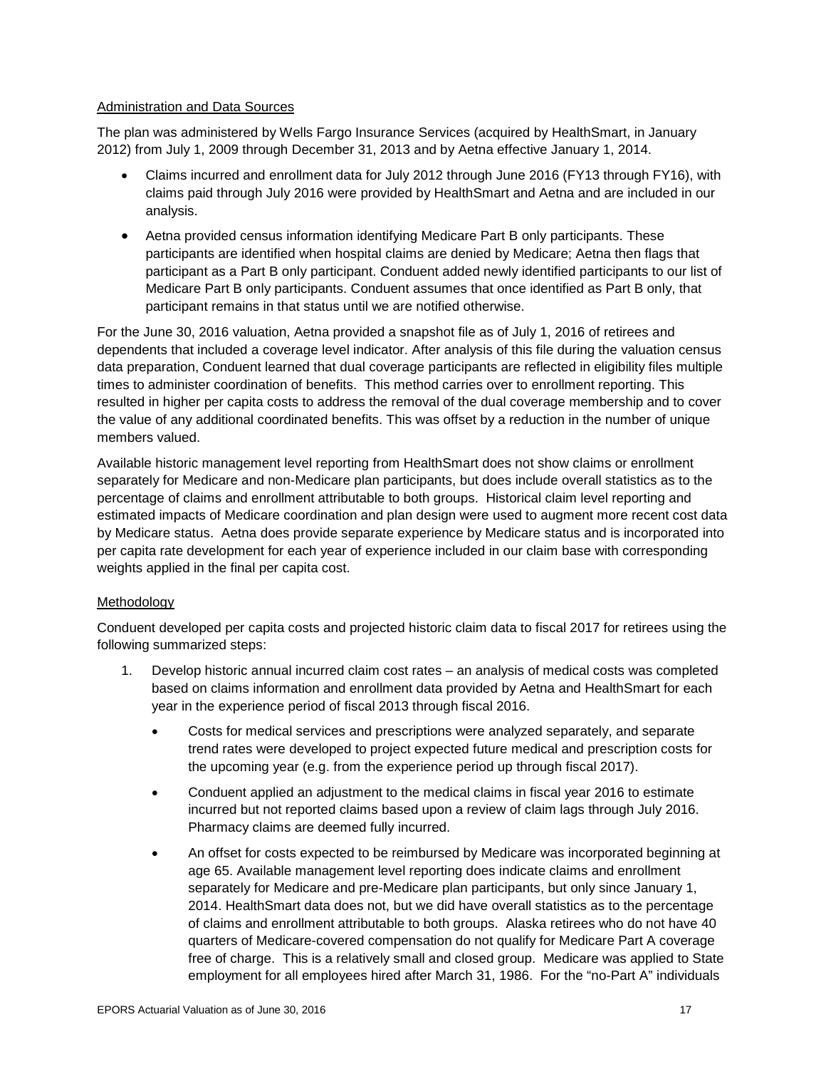Administration and Data Sources

The plan was administered by Wells Fargo Insurance Services (acquired by HealthSmart, in January 2012) from July 1, 2009 through December 31, 2013 and by Aetna effective January 1, 2014.

- Claims incurred and enrollment data for July 2012 through June 2016 (FY13 through FY16), with claims paid through July 2016 were provided by HealthSmart and Aetna and are included in our analysis.
- Aetna provided census information identifying Medicare Part B only participants. These participants are identified when hospital claims are denied by Medicare; Aetna then flags that participant as a Part B only participant. Conduent added newly identified participants to our list of Medicare Part B only participants. Conduent assumes that once identified as Part B only, that participant remains in that status until we are notified otherwise.

For the June 30, 2016 valuation, Aetna provided a snapshot file as of July 1, 2016 of retirees and dependents that included a coverage level indicator. After analysis of this file during the valuation census data preparation, Conduent learned that dual coverage participants are reflected in eligibility files multiple times to administer coordination of benefits. This method carries over to enrollment reporting. This resulted in higher per capita costs to address the removal of the dual coverage membership and to cover the value of any additional coordinated benefits. This was offset by a reduction in the number of unique members valued.

Available historic management level reporting from HealthSmart does not show claims or enrollment separately for Medicare and non-Medicare plan participants, but does include overall statistics as to the percentage of claims and enrollment attributable to both groups. Historical claim level reporting and estimated impacts of Medicare coordination and plan design were used to augment more recent cost data by Medicare status. Aetna does provide separate experience by Medicare status and is incorporated into per capita rate development for each year of experience included in our claim base with corresponding weights applied in the final per capita cost.

Methodology

Conduent developed per capita costs and projected historic claim data to fiscal 2017 for retirees using the following summarized steps:

1. Develop historic annual incurred claim cost rates – an analysis of medical costs was completed based on claims information and enrollment data provided by Aetna and HealthSmart for each year in the experience period of fiscal 2013 through fiscal 2016.
   - Costs for medical services and prescriptions were analyzed separately, and separate trend rates were developed to project expected future medical and prescription costs for the upcoming year (e.g. from the experience period up through fiscal 2017).
   - Conduent applied an adjustment to the medical claims in fiscal year 2016 to estimate incurred but not reported claims based upon a review of claim lags through July 2016. Pharmacy claims are deemed fully incurred.
   - An offset for costs expected to be reimbursed by Medicare was incorporated beginning at age 65. Available management level reporting does indicate claims and enrollment separately for Medicare and pre-Medicare plan participants, but only since January 1, 2014. HealthSmart data does not, but we did have overall statistics as to the percentage of claims and enrollment attributable to both groups. Alaska retirees who do not have 40 quarters of Medicare-covered compensation do not qualify for Medicare Part A coverage free of charge. This is a relatively small and closed group. Medicare was applied to State employment for all employees hired after March 31, 1986. For the "no-Part A" individuals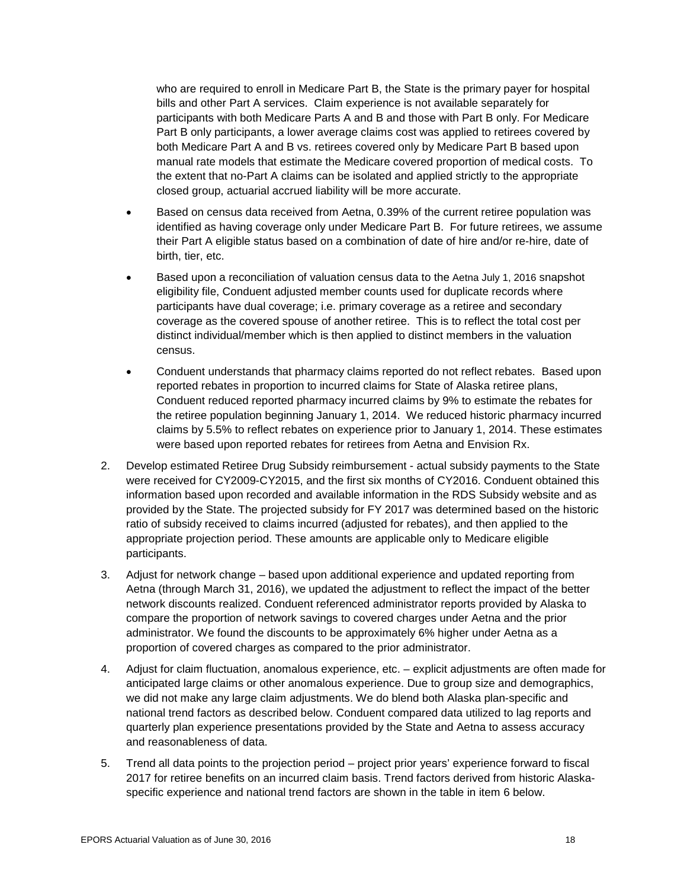who are required to enroll in Medicare Part B, the State is the primary payer for hospital bills and other Part A services. Claim experience is not available separately for participants with both Medicare Parts A and B and those with Part B only. For Medicare Part B only participants, a lower average claims cost was applied to retirees covered by both Medicare Part A and B vs. retirees covered only by Medicare Part B based upon manual rate models that estimate the Medicare covered proportion of medical costs. To the extent that no-Part A claims can be isolated and applied strictly to the appropriate closed group, actuarial accrued liability will be more accurate.

- Based on census data received from Aetna, 0.39% of the current retiree population was identified as having coverage only under Medicare Part B. For future retirees, we assume their Part A eligible status based on a combination of date of hire and/or re-hire, date of birth, tier, etc.
- Based upon a reconciliation of valuation census data to the Aetna July 1, 2016 snapshot eligibility file, Conduent adjusted member counts used for duplicate records where participants have dual coverage; i.e. primary coverage as a retiree and secondary coverage as the covered spouse of another retiree. This is to reflect the total cost per distinct individual/member which is then applied to distinct members in the valuation census.
- Conduent understands that pharmacy claims reported do not reflect rebates. Based upon reported rebates in proportion to incurred claims for State of Alaska retiree plans, Conduent reduced reported pharmacy incurred claims by 9% to estimate the rebates for the retiree population beginning January 1, 2014. We reduced historic pharmacy incurred claims by 5.5% to reflect rebates on experience prior to January 1, 2014. These estimates were based upon reported rebates for retirees from Aetna and Envision Rx.

2. Develop estimated Retiree Drug Subsidy reimbursement - actual subsidy payments to the State were received for CY2009-CY2015, and the first six months of CY2016. Conduent obtained this information based upon recorded and available information in the RDS Subsidy website and as provided by the State. The projected subsidy for FY 2017 was determined based on the historic ratio of subsidy received to claims incurred (adjusted for rebates), and then applied to the appropriate projection period. These amounts are applicable only to Medicare eligible participants.
3. Adjust for network change – based upon additional experience and updated reporting from Aetna (through March 31, 2016), we updated the adjustment to reflect the impact of the better network discounts realized. Conduent referenced administrator reports provided by Alaska to compare the proportion of network savings to covered charges under Aetna and the prior administrator. We found the discounts to be approximately 6% higher under Aetna as a proportion of covered charges as compared to the prior administrator.
4. Adjust for claim fluctuation, anomalous experience, etc. – explicit adjustments are often made for anticipated large claims or other anomalous experience. Due to group size and demographics, we did not make any large claim adjustments. We do blend both Alaska plan-specific and national trend factors as described below. Conduent compared data utilized to lag reports and quarterly plan experience presentations provided by the State and Aetna to assess accuracy and reasonableness of data.
5. Trend all data points to the projection period – project prior years' experience forward to fiscal 2017 for retiree benefits on an incurred claim basis. Trend factors derived from historic Alaska-specific experience and national trend factors are shown in the table in item 6 below.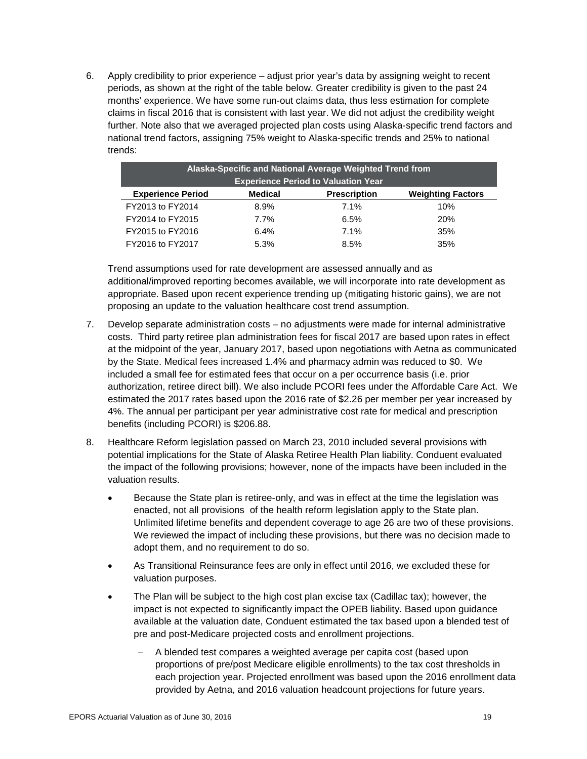6. Apply credibility to prior experience – adjust prior year's data by assigning weight to recent periods, as shown at the right of the table below. Greater credibility is given to the past 24 months' experience. We have some run-out claims data, thus less estimation for complete claims in fiscal 2016 that is consistent with last year. We did not adjust the credibility weight further. Note also that we averaged projected plan costs using Alaska-specific trend factors and national trend factors, assigning 75% weight to Alaska-specific trends and 25% to national trends:

| Alaska-Specific and National Average Weighted Trend from Experience Period to Valuation Year | | | |
|---|---|---|---|
| **Experience Period** | **Medical** | **Prescription** | **Weighting Factors** |
| FY2013 to FY2014 | 8.9% | 7.1% | 10% |
| FY2014 to FY2015 | 7.7% | 6.5% | 20% |
| FY2015 to FY2016 | 6.4% | 7.1% | 35% |
| FY2016 to FY2017 | 5.3% | 8.5% | 35% |

Trend assumptions used for rate development are assessed annually and as additional/improved reporting becomes available, we will incorporate into rate development as appropriate. Based upon recent experience trending up (mitigating historic gains), we are not proposing an update to the valuation healthcare cost trend assumption.

7. Develop separate administration costs – no adjustments were made for internal administrative costs. Third party retiree plan administration fees for fiscal 2017 are based upon rates in effect at the midpoint of the year, January 2017, based upon negotiations with Aetna as communicated by the State. Medical fees increased 1.4% and pharmacy admin was reduced to $0. We included a small fee for estimated fees that occur on a per occurrence basis (i.e. prior authorization, retiree direct bill). We also include PCORI fees under the Affordable Care Act. We estimated the 2017 rates based upon the 2016 rate of $2.26 per member per year increased by 4%. The annual per participant per year administrative cost rate for medical and prescription benefits (including PCORI) is $206.88.

8. Healthcare Reform legislation passed on March 23, 2010 included several provisions with potential implications for the State of Alaska Retiree Health Plan liability. Conduent evaluated the impact of the following provisions; however, none of the impacts have been included in the valuation results.

   - Because the State plan is retiree-only, and was in effect at the time the legislation was enacted, not all provisions of the health reform legislation apply to the State plan. Unlimited lifetime benefits and dependent coverage to age 26 are two of these provisions. We reviewed the impact of including these provisions, but there was no decision made to adopt them, and no requirement to do so.
   - As Transitional Reinsurance fees are only in effect until 2016, we excluded these for valuation purposes.
   - The Plan will be subject to the high cost plan excise tax (Cadillac tax); however, the impact is not expected to significantly impact the OPEB liability. Based upon guidance available at the valuation date, Conduent estimated the tax based upon a blended test of pre and post-Medicare projected costs and enrollment projections.
     - A blended test compares a weighted average per capita cost (based upon proportions of pre/post Medicare eligible enrollments) to the tax cost thresholds in each projection year. Projected enrollment was based upon the 2016 enrollment data provided by Aetna, and 2016 valuation headcount projections for future years.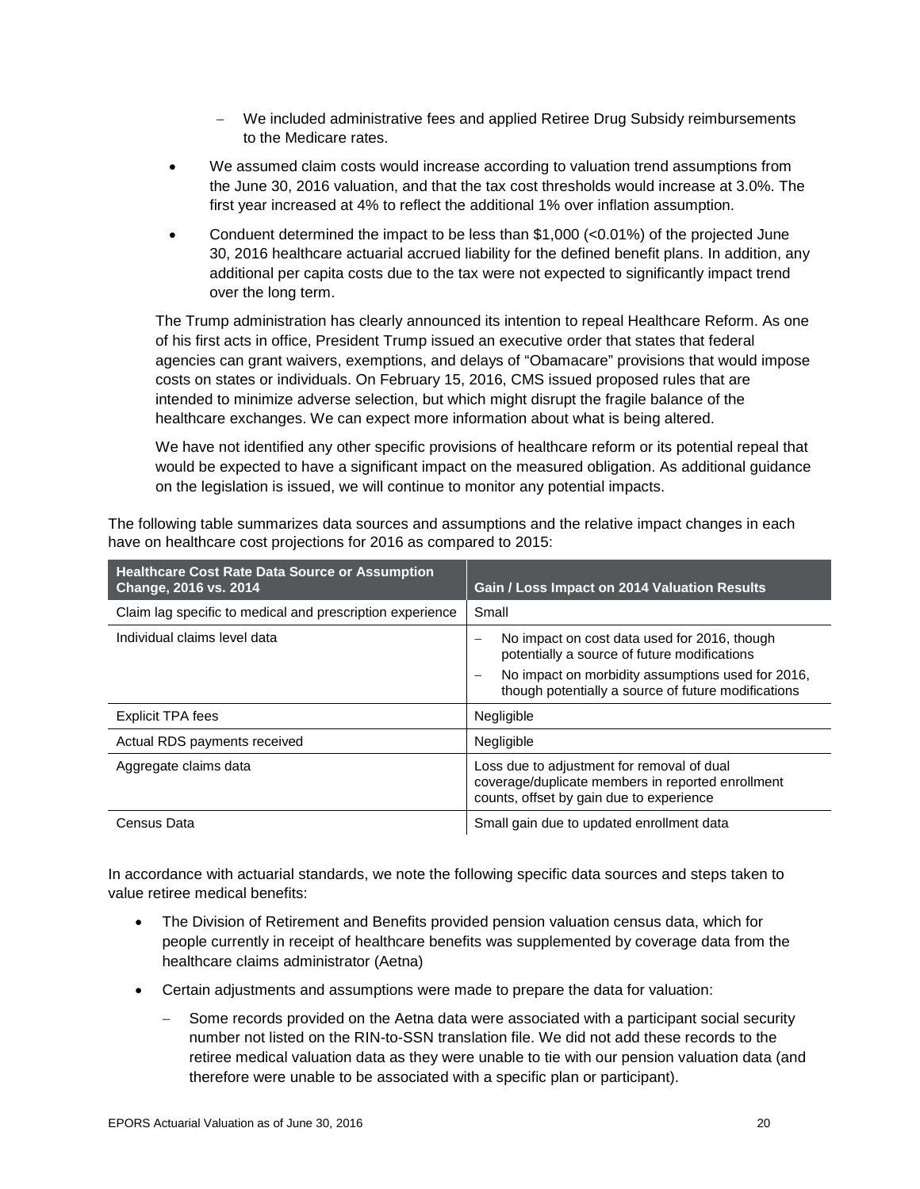- We included administrative fees and applied Retiree Drug Subsidy reimbursements to the Medicare rates.

- We assumed claim costs would increase according to valuation trend assumptions from the June 30, 2016 valuation, and that the tax cost thresholds would increase at 3.0%. The first year increased at 4% to reflect the additional 1% over inflation assumption.

- Conduent determined the impact to be less than $1,000 (<0.01%) of the projected June 30, 2016 healthcare actuarial accrued liability for the defined benefit plans. In addition, any additional per capita costs due to the tax were not expected to significantly impact trend over the long term.

The Trump administration has clearly announced its intention to repeal Healthcare Reform. As one of his first acts in office, President Trump issued an executive order that states that federal agencies can grant waivers, exemptions, and delays of "Obamacare" provisions that would impose costs on states or individuals. On February 15, 2016, CMS issued proposed rules that are intended to minimize adverse selection, but which might disrupt the fragile balance of the healthcare exchanges. We can expect more information about what is being altered.

We have not identified any other specific provisions of healthcare reform or its potential repeal that would be expected to have a significant impact on the measured obligation. As additional guidance on the legislation is issued, we will continue to monitor any potential impacts.

The following table summarizes data sources and assumptions and the relative impact changes in each have on healthcare cost projections for 2016 as compared to 2015:

| Healthcare Cost Rate Data Source or Assumption Change, 2016 vs. 2014 | Gain / Loss Impact on 2014 Valuation Results |
|---|---|
| Claim lag specific to medical and prescription experience | Small |
| Individual claims level data | – No impact on cost data used for 2016, though potentially a source of future modifications<br>– No impact on morbidity assumptions used for 2016, though potentially a source of future modifications |
| Explicit TPA fees | Negligible |
| Actual RDS payments received | Negligible |
| Aggregate claims data | Loss due to adjustment for removal of dual coverage/duplicate members in reported enrollment counts, offset by gain due to experience |
| Census Data | Small gain due to updated enrollment data |

In accordance with actuarial standards, we note the following specific data sources and steps taken to value retiree medical benefits:

- The Division of Retirement and Benefits provided pension valuation census data, which for people currently in receipt of healthcare benefits was supplemented by coverage data from the healthcare claims administrator (Aetna)

- Certain adjustments and assumptions were made to prepare the data for valuation:

  - Some records provided on the Aetna data were associated with a participant social security number not listed on the RIN-to-SSN translation file. We did not add these records to the retiree medical valuation data as they were unable to tie with our pension valuation data (and therefore were unable to be associated with a specific plan or participant).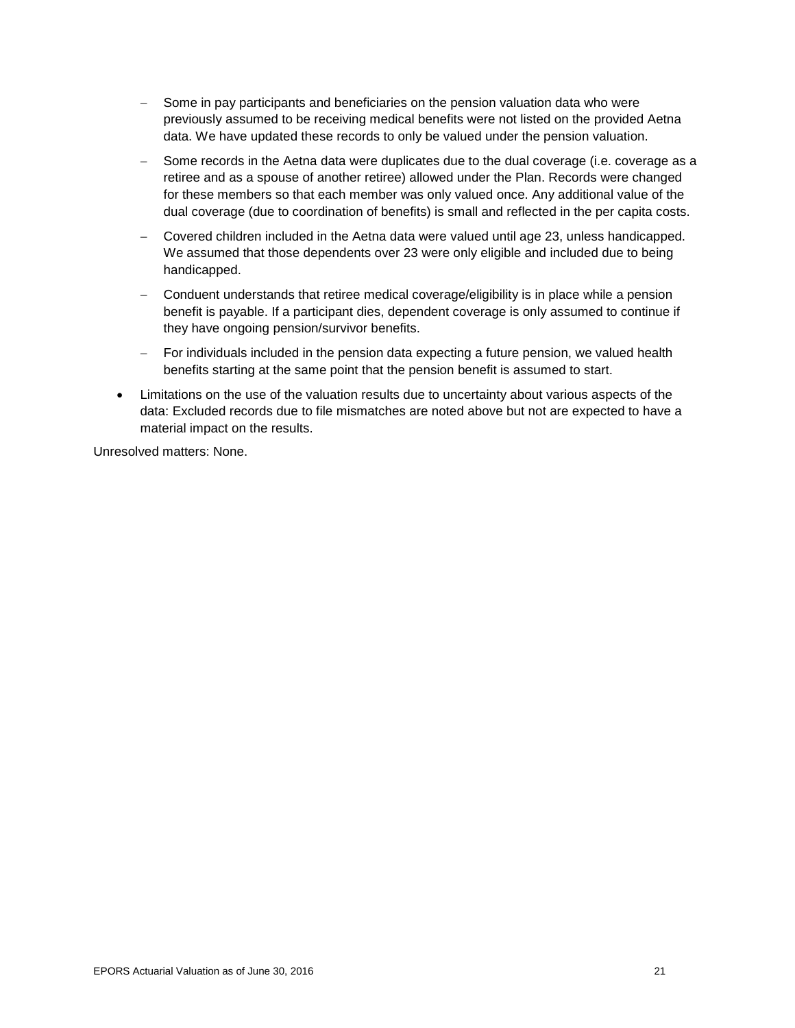- Some in pay participants and beneficiaries on the pension valuation data who were previously assumed to be receiving medical benefits were not listed on the provided Aetna data. We have updated these records to only be valued under the pension valuation.
  - Some records in the Aetna data were duplicates due to the dual coverage (i.e. coverage as a retiree and as a spouse of another retiree) allowed under the Plan. Records were changed for these members so that each member was only valued once. Any additional value of the dual coverage (due to coordination of benefits) is small and reflected in the per capita costs.
  - Covered children included in the Aetna data were valued until age 23, unless handicapped. We assumed that those dependents over 23 were only eligible and included due to being handicapped.
  - Conduent understands that retiree medical coverage/eligibility is in place while a pension benefit is payable. If a participant dies, dependent coverage is only assumed to continue if they have ongoing pension/survivor benefits.
  - For individuals included in the pension data expecting a future pension, we valued health benefits starting at the same point that the pension benefit is assumed to start.

- Limitations on the use of the valuation results due to uncertainty about various aspects of the data: Excluded records due to file mismatches are noted above but not are expected to have a material impact on the results.

Unresolved matters: None.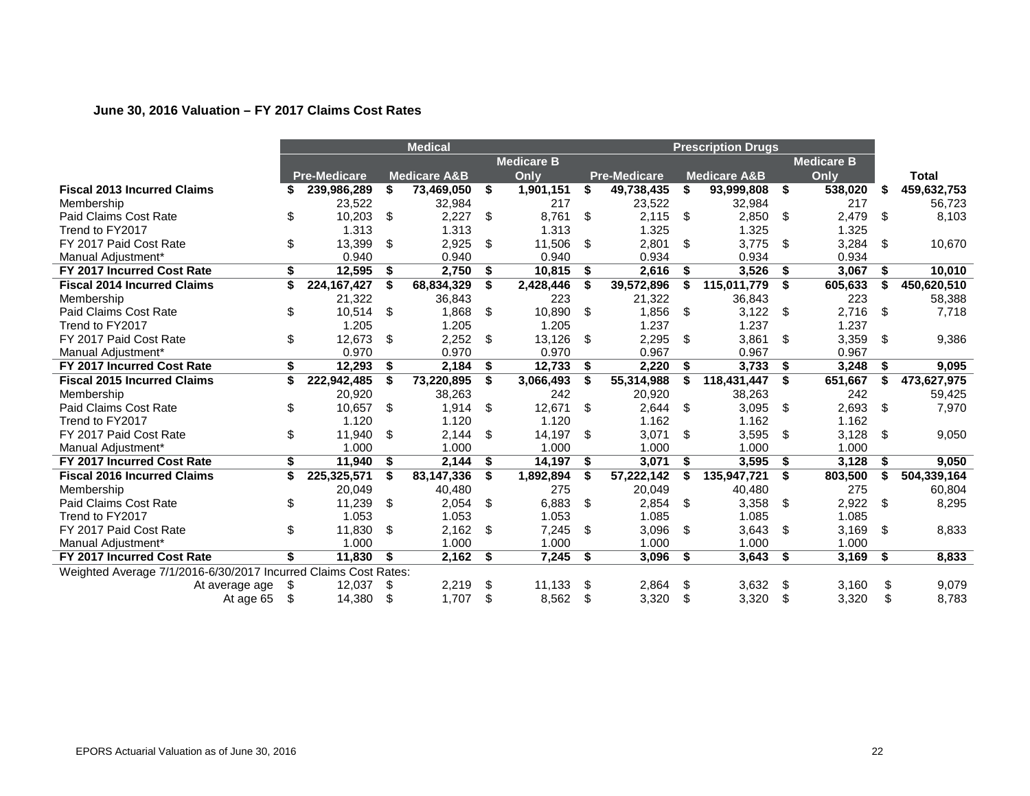### June 30, 2016 Valuation – FY 2017 Claims Cost Rates

| | Medical | | | Prescription Drugs | | | |
|---|---|---|---|---|---|---|---|
| | Pre-Medicare | Medicare A&B | Medicare B Only | Pre-Medicare | Medicare A&B | Medicare B Only | Total |
| **Fiscal 2013 Incurred Claims** | **$ 239,986,289** | **$ 73,469,050** | **$ 1,901,151** | **$ 49,738,435** | **$ 93,999,808** | **$ 538,020** | **$ 459,632,753** |
| Membership | 23,522 | 32,984 | 217 | 23,522 | 32,984 | 217 | 56,723 |
| Paid Claims Cost Rate | $ 10,203 | $ 2,227 | $ 8,761 | $ 2,115 | $ 2,850 | $ 2,479 | $ 8,103 |
| Trend to FY2017 | 1.313 | 1.313 | 1.313 | 1.325 | 1.325 | 1.325 | |
| FY 2017 Paid Cost Rate | $ 13,399 | $ 2,925 | $ 11,506 | $ 2,801 | $ 3,775 | $ 3,284 | $ 10,670 |
| Manual Adjustment* | 0.940 | 0.940 | 0.940 | 0.934 | 0.934 | 0.934 | |
| **FY 2017 Incurred Cost Rate** | **$ 12,595** | **$ 2,750** | **$ 10,815** | **$ 2,616** | **$ 3,526** | **$ 3,067** | **$ 10,010** |
| **Fiscal 2014 Incurred Claims** | **$ 224,167,427** | **$ 68,834,329** | **$ 2,428,446** | **$ 39,572,896** | **$ 115,011,779** | **$ 605,633** | **$ 450,620,510** |
| Membership | 21,322 | 36,843 | 223 | 21,322 | 36,843 | 223 | 58,388 |
| Paid Claims Cost Rate | $ 10,514 | $ 1,868 | $ 10,890 | $ 1,856 | $ 3,122 | $ 2,716 | $ 7,718 |
| Trend to FY2017 | 1.205 | 1.205 | 1.205 | 1.237 | 1.237 | 1.237 | |
| FY 2017 Paid Cost Rate | $ 12,673 | $ 2,252 | $ 13,126 | $ 2,295 | $ 3,861 | $ 3,359 | $ 9,386 |
| Manual Adjustment* | 0.970 | 0.970 | 0.970 | 0.967 | 0.967 | 0.967 | |
| **FY 2017 Incurred Cost Rate** | **$ 12,293** | **$ 2,184** | **$ 12,733** | **$ 2,220** | **$ 3,733** | **$ 3,248** | **$ 9,095** |
| **Fiscal 2015 Incurred Claims** | **$ 222,942,485** | **$ 73,220,895** | **$ 3,066,493** | **$ 55,314,988** | **$ 118,431,447** | **$ 651,667** | **$ 473,627,975** |
| Membership | 20,920 | 38,263 | 242 | 20,920 | 38,263 | 242 | 59,425 |
| Paid Claims Cost Rate | $ 10,657 | $ 1,914 | $ 12,671 | $ 2,644 | $ 3,095 | $ 2,693 | $ 7,970 |
| Trend to FY2017 | 1.120 | 1.120 | 1.120 | 1.162 | 1.162 | 1.162 | |
| FY 2017 Paid Cost Rate | $ 11,940 | $ 2,144 | $ 14,197 | $ 3,071 | $ 3,595 | $ 3,128 | $ 9,050 |
| Manual Adjustment* | 1.000 | 1.000 | 1.000 | 1.000 | 1.000 | 1.000 | |
| **FY 2017 Incurred Cost Rate** | **$ 11,940** | **$ 2,144** | **$ 14,197** | **$ 3,071** | **$ 3,595** | **$ 3,128** | **$ 9,050** |
| **Fiscal 2016 Incurred Claims** | **$ 225,325,571** | **$ 83,147,336** | **$ 1,892,894** | **$ 57,222,142** | **$ 135,947,721** | **$ 803,500** | **$ 504,339,164** |
| Membership | 20,049 | 40,480 | 275 | 20,049 | 40,480 | 275 | 60,804 |
| Paid Claims Cost Rate | $ 11,239 | $ 2,054 | $ 6,883 | $ 2,854 | $ 3,358 | $ 2,922 | $ 8,295 |
| Trend to FY2017 | 1.053 | 1.053 | 1.053 | 1.085 | 1.085 | 1.085 | |
| FY 2017 Paid Cost Rate | $ 11,830 | $ 2,162 | $ 7,245 | $ 3,096 | $ 3,643 | $ 3,169 | $ 8,833 |
| Manual Adjustment* | 1.000 | 1.000 | 1.000 | 1.000 | 1.000 | 1.000 | |
| **FY 2017 Incurred Cost Rate** | **$ 11,830** | **$ 2,162** | **$ 7,245** | **$ 3,096** | **$ 3,643** | **$ 3,169** | **$ 8,833** |
| Weighted Average 7/1/2016-6/30/2017 Incurred Claims Cost Rates: | | | | | | | |
| At average age | $ 12,037 | $ 2,219 | $ 11,133 | $ 2,864 | $ 3,632 | $ 3,160 | $ 9,079 |
| At age 65 | $ 14,380 | $ 1,707 | $ 8,562 | $ 3,320 | $ 3,320 | $ 3,320 | $ 8,783 |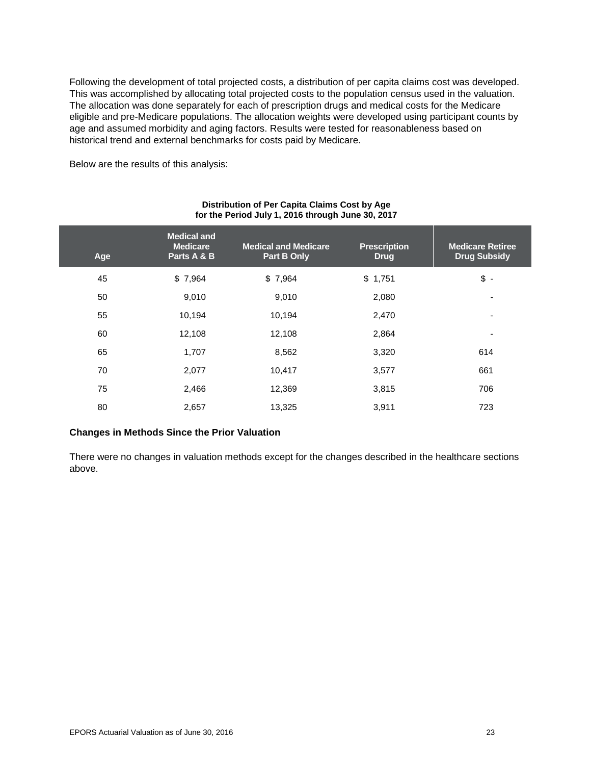Following the development of total projected costs, a distribution of per capita claims cost was developed. This was accomplished by allocating total projected costs to the population census used in the valuation. The allocation was done separately for each of prescription drugs and medical costs for the Medicare eligible and pre-Medicare populations. The allocation weights were developed using participant counts by age and assumed morbidity and aging factors. Results were tested for reasonableness based on historical trend and external benchmarks for costs paid by Medicare.

Below are the results of this analysis:

**Distribution of Per Capita Claims Cost by Age for the Period July 1, 2016 through June 30, 2017**

| Age | Medical and Medicare Parts A & B | Medical and Medicare Part B Only | Prescription Drug | Medicare Retiree Drug Subsidy |
|---|---|---|---|---|
| 45 | $ 7,964 | $ 7,964 | $ 1,751 | $ - |
| 50 | 9,010 | 9,010 | 2,080 | - |
| 55 | 10,194 | 10,194 | 2,470 | - |
| 60 | 12,108 | 12,108 | 2,864 | - |
| 65 | 1,707 | 8,562 | 3,320 | 614 |
| 70 | 2,077 | 10,417 | 3,577 | 661 |
| 75 | 2,466 | 12,369 | 3,815 | 706 |
| 80 | 2,657 | 13,325 | 3,911 | 723 |

**Changes in Methods Since the Prior Valuation**

There were no changes in valuation methods except for the changes described in the healthcare sections above.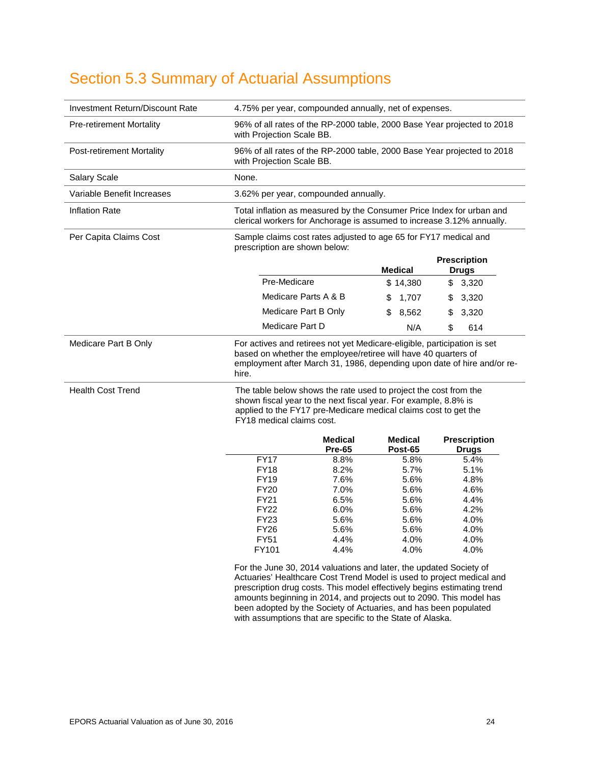# Section 5.3 Summary of Actuarial Assumptions

| | |
|---|---|
| Investment Return/Discount Rate | 4.75% per year, compounded annually, net of expenses. |
| Pre-retirement Mortality | 96% of all rates of the RP-2000 table, 2000 Base Year projected to 2018 with Projection Scale BB. |
| Post-retirement Mortality | 96% of all rates of the RP-2000 table, 2000 Base Year projected to 2018 with Projection Scale BB. |
| Salary Scale | None. |
| Variable Benefit Increases | 3.62% per year, compounded annually. |
| Inflation Rate | Total inflation as measured by the Consumer Price Index for urban and clerical workers for Anchorage is assumed to increase 3.12% annually. |
| Per Capita Claims Cost | Sample claims cost rates adjusted to age 65 for FY17 medical and prescription are shown below: |

| | Medical | Prescription Drugs |
|---|---|---|
| Pre-Medicare | $ 14,380 | $ 3,320 |
| Medicare Parts A & B | $ 1,707 | $ 3,320 |
| Medicare Part B Only | $ 8,562 | $ 3,320 |
| Medicare Part D | N/A | $ 614 |

| | |
|---|---|
| Medicare Part B Only | For actives and retirees not yet Medicare-eligible, participation is set based on whether the employee/retiree will have 40 quarters of employment after March 31, 1986, depending upon date of hire and/or re-hire. |
| Health Cost Trend | The table below shows the rate used to project the cost from the shown fiscal year to the next fiscal year. For example, 8.8% is applied to the FY17 pre-Medicare medical claims cost to get the FY18 medical claims cost. |

| | Medical Pre-65 | Medical Post-65 | Prescription Drugs |
|---|---|---|---|
| FY17 | 8.8% | 5.8% | 5.4% |
| FY18 | 8.2% | 5.7% | 5.1% |
| FY19 | 7.6% | 5.6% | 4.8% |
| FY20 | 7.0% | 5.6% | 4.6% |
| FY21 | 6.5% | 5.6% | 4.4% |
| FY22 | 6.0% | 5.6% | 4.2% |
| FY23 | 5.6% | 5.6% | 4.0% |
| FY26 | 5.6% | 5.6% | 4.0% |
| FY51 | 4.4% | 4.0% | 4.0% |
| FY101 | 4.4% | 4.0% | 4.0% |

For the June 30, 2014 valuations and later, the updated Society of Actuaries' Healthcare Cost Trend Model is used to project medical and prescription drug costs. This model effectively begins estimating trend amounts beginning in 2014, and projects out to 2090. This model has been adopted by the Society of Actuaries, and has been populated with assumptions that are specific to the State of Alaska.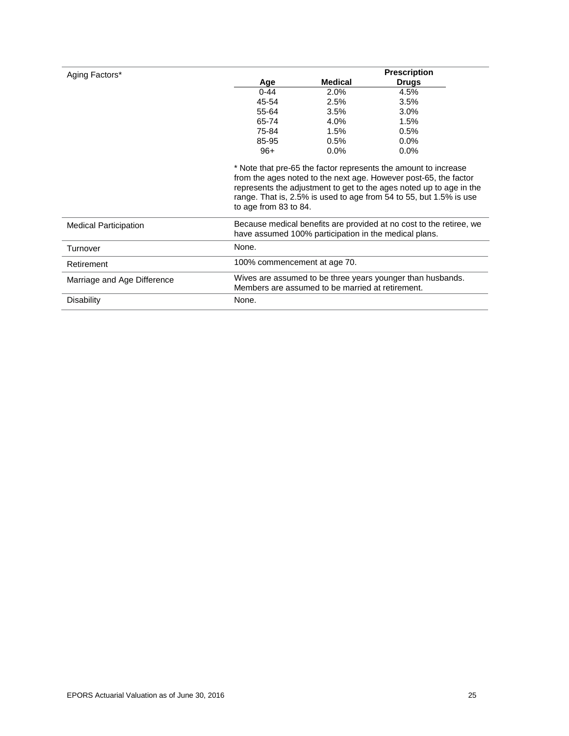| Aging Factors* | | | |
|---|---|---|---|
| | **Age** | **Medical** | **Prescription Drugs** |
| | 0-44 | 2.0% | 4.5% |
| | 45-54 | 2.5% | 3.5% |
| | 55-64 | 3.5% | 3.0% |
| | 65-74 | 4.0% | 1.5% |
| | 75-84 | 1.5% | 0.5% |
| | 85-95 | 0.5% | 0.0% |
| | 96+ | 0.0% | 0.0% |

* Note that pre-65 the factor represents the amount to increase from the ages noted to the next age. However post-65, the factor represents the adjustment to get to the ages noted up to age in the range. That is, 2.5% is used to age from 54 to 55, but 1.5% is use to age from 83 to 84.

| | |
|---|---|
| Medical Participation | Because medical benefits are provided at no cost to the retiree, we have assumed 100% participation in the medical plans. |
| Turnover | None. |
| Retirement | 100% commencement at age 70. |
| Marriage and Age Difference | Wives are assumed to be three years younger than husbands. Members are assumed to be married at retirement. |
| Disability | None. |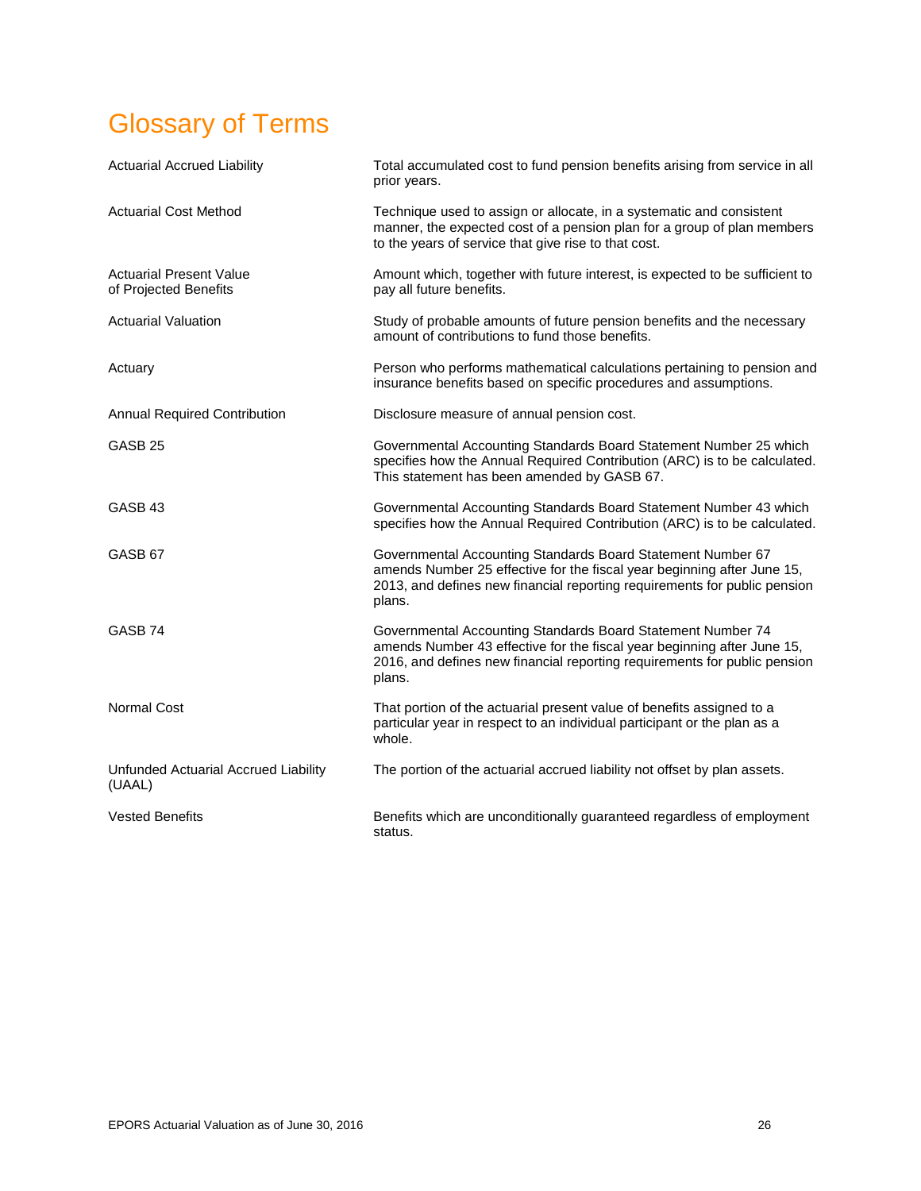# Glossary of Terms

| | |
|---|---|
| Actuarial Accrued Liability | Total accumulated cost to fund pension benefits arising from service in all prior years. |
| Actuarial Cost Method | Technique used to assign or allocate, in a systematic and consistent manner, the expected cost of a pension plan for a group of plan members to the years of service that give rise to that cost. |
| Actuarial Present Value of Projected Benefits | Amount which, together with future interest, is expected to be sufficient to pay all future benefits. |
| Actuarial Valuation | Study of probable amounts of future pension benefits and the necessary amount of contributions to fund those benefits. |
| Actuary | Person who performs mathematical calculations pertaining to pension and insurance benefits based on specific procedures and assumptions. |
| Annual Required Contribution | Disclosure measure of annual pension cost. |
| GASB 25 | Governmental Accounting Standards Board Statement Number 25 which specifies how the Annual Required Contribution (ARC) is to be calculated. This statement has been amended by GASB 67. |
| GASB 43 | Governmental Accounting Standards Board Statement Number 43 which specifies how the Annual Required Contribution (ARC) is to be calculated. |
| GASB 67 | Governmental Accounting Standards Board Statement Number 67 amends Number 25 effective for the fiscal year beginning after June 15, 2013, and defines new financial reporting requirements for public pension plans. |
| GASB 74 | Governmental Accounting Standards Board Statement Number 74 amends Number 43 effective for the fiscal year beginning after June 15, 2016, and defines new financial reporting requirements for public pension plans. |
| Normal Cost | That portion of the actuarial present value of benefits assigned to a particular year in respect to an individual participant or the plan as a whole. |
| Unfunded Actuarial Accrued Liability (UAAL) | The portion of the actuarial accrued liability not offset by plan assets. |
| Vested Benefits | Benefits which are unconditionally guaranteed regardless of employment status. |